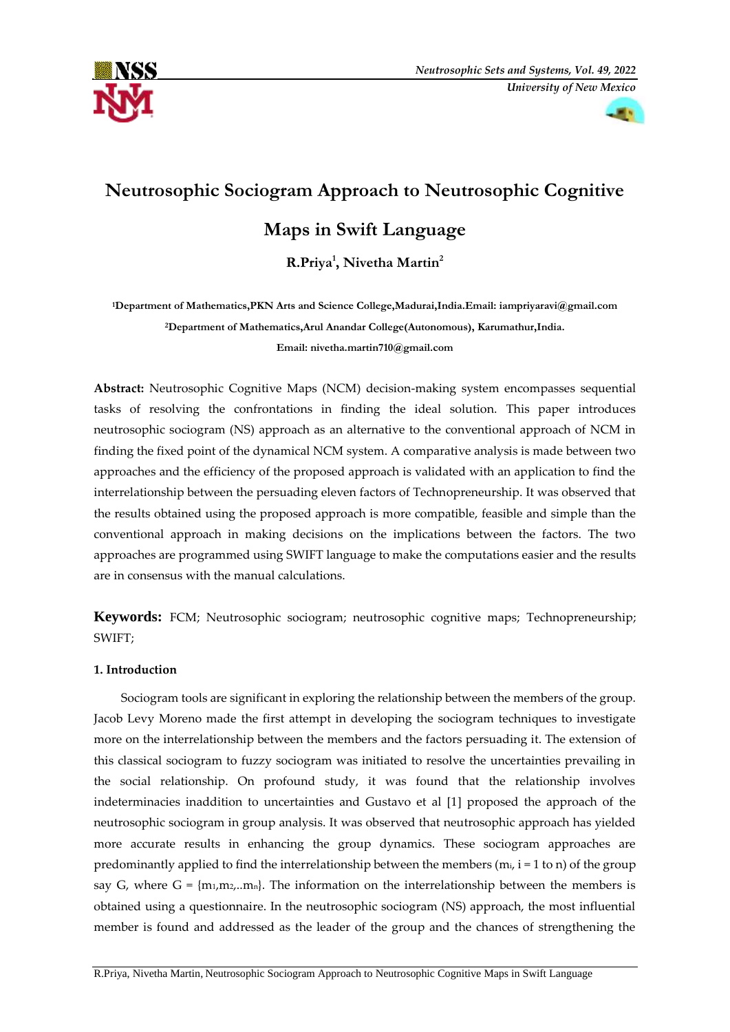# Neutrosophic Sociogram Approach to Neutrosophic Cognitive Maps in Swift Language

**R.Priya[1], Nivetha Martin[2]**

[1]Department of Mathematics,PKN Arts and Science College,Madurai,India.Email: iampriyaravi@gmail.com

[2]Department of Mathematics,Arul Anandar College(Autonomous), Karumathur,India.

Email: nivetha.martin710@gmail.com

**Abstract:** Neutrosophic Cognitive Maps (NCM) decision-making system encompasses sequential tasks of resolving the confrontations in finding the ideal solution. This paper introduces neutrosophic sociogram (NS) approach as an alternative to the conventional approach of NCM in finding the fixed point of the dynamical NCM system. A comparative analysis is made between two approaches and the efficiency of the proposed approach is validated with an application to find the interrelationship between the persuading eleven factors of Technopreneurship. It was observed that the results obtained using the proposed approach is more compatible, feasible and simple than the conventional approach in making decisions on the implications between the factors. The two approaches are programmed using SWIFT language to make the computations easier and the results are in consensus with the manual calculations.

**Keywords:** FCM; Neutrosophic sociogram; neutrosophic cognitive maps; Technopreneurship; SWIFT;

## 1. Introduction

Sociogram tools are significant in exploring the relationship between the members of the group. Jacob Levy Moreno made the first attempt in developing the sociogram techniques to investigate more on the interrelationship between the members and the factors persuading it. The extension of this classical sociogram to fuzzy sociogram was initiated to resolve the uncertainties prevailing in the social relationship. On profound study, it was found that the relationship involves indeterminacies inaddition to uncertainties and Gustavo et al [1] proposed the approach of the neutrosophic sociogram in group analysis. It was observed that neutrosophic approach has yielded more accurate results in enhancing the group dynamics. These sociogram approaches are predominantly applied to find the interrelationship between the members ($m_i$, i = 1 to n) of the group say G, where G = {$m_1$,$m_2$,..$m_n$}. The information on the interrelationship between the members is obtained using a questionnaire. In the neutrosophic sociogram (NS) approach, the most influential member is found and addressed as the leader of the group and the chances of strengthening the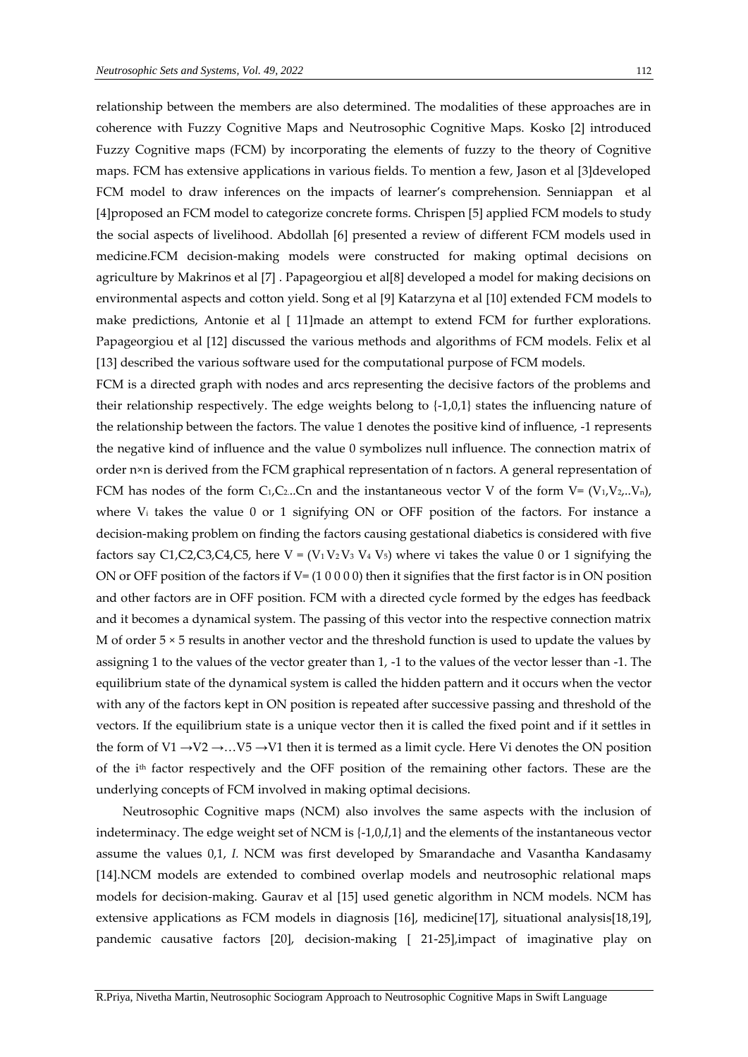relationship between the members are also determined. The modalities of these approaches are in coherence with Fuzzy Cognitive Maps and Neutrosophic Cognitive Maps. Kosko [2] introduced Fuzzy Cognitive maps (FCM) by incorporating the elements of fuzzy to the theory of Cognitive maps. FCM has extensive applications in various fields. To mention a few, Jason et al [3]developed FCM model to draw inferences on the impacts of learner's comprehension. Senniappan et al [4]proposed an FCM model to categorize concrete forms. Chrispen [5] applied FCM models to study the social aspects of livelihood. Abdollah [6] presented a review of different FCM models used in medicine.FCM decision-making models were constructed for making optimal decisions on agriculture by Makrinos et al [7] . Papageorgiou et al[8] developed a model for making decisions on environmental aspects and cotton yield. Song et al [9] Katarzyna et al [10] extended FCM models to make predictions, Antonie et al [ 11]made an attempt to extend FCM for further explorations. Papageorgiou et al [12] discussed the various methods and algorithms of FCM models. Felix et al [13] described the various software used for the computational purpose of FCM models.

FCM is a directed graph with nodes and arcs representing the decisive factors of the problems and their relationship respectively. The edge weights belong to {-1,0,1} states the influencing nature of the relationship between the factors. The value 1 denotes the positive kind of influence, -1 represents the negative kind of influence and the value 0 symbolizes null influence. The connection matrix of order n×n is derived from the FCM graphical representation of n factors. A general representation of FCM has nodes of the form $C_1, C_2..Cn$ and the instantaneous vector V of the form $V= (V_1,V_2,..V_n)$, where $V_i$ takes the value 0 or 1 signifying ON or OFF position of the factors. For instance a decision-making problem on finding the factors causing gestational diabetics is considered with five factors say C1,C2,C3,C4,C5, here $V = (V_1 V_2 V_3 V_4 V_5)$ where vi takes the value 0 or 1 signifying the ON or OFF position of the factors if V= (1 0 0 0 0) then it signifies that the first factor is in ON position and other factors are in OFF position. FCM with a directed cycle formed by the edges has feedback and it becomes a dynamical system. The passing of this vector into the respective connection matrix M of order 5 × 5 results in another vector and the threshold function is used to update the values by assigning 1 to the values of the vector greater than 1, -1 to the values of the vector lesser than -1. The equilibrium state of the dynamical system is called the hidden pattern and it occurs when the vector with any of the factors kept in ON position is repeated after successive passing and threshold of the vectors. If the equilibrium state is a unique vector then it is called the fixed point and if it settles in the form of V1 →V2 →…V5 →V1 then it is termed as a limit cycle. Here Vi denotes the ON position of the $i^{th}$ factor respectively and the OFF position of the remaining other factors. These are the underlying concepts of FCM involved in making optimal decisions.

Neutrosophic Cognitive maps (NCM) also involves the same aspects with the inclusion of indeterminacy. The edge weight set of NCM is {-1,0,*I*,1} and the elements of the instantaneous vector assume the values 0,1, *I*. NCM was first developed by Smarandache and Vasantha Kandasamy [14].NCM models are extended to combined overlap models and neutrosophic relational maps models for decision-making. Gaurav et al [15] used genetic algorithm in NCM models. NCM has extensive applications as FCM models in diagnosis [16], medicine[17], situational analysis[18,19], pandemic causative factors [20], decision-making [ 21-25],impact of imaginative play on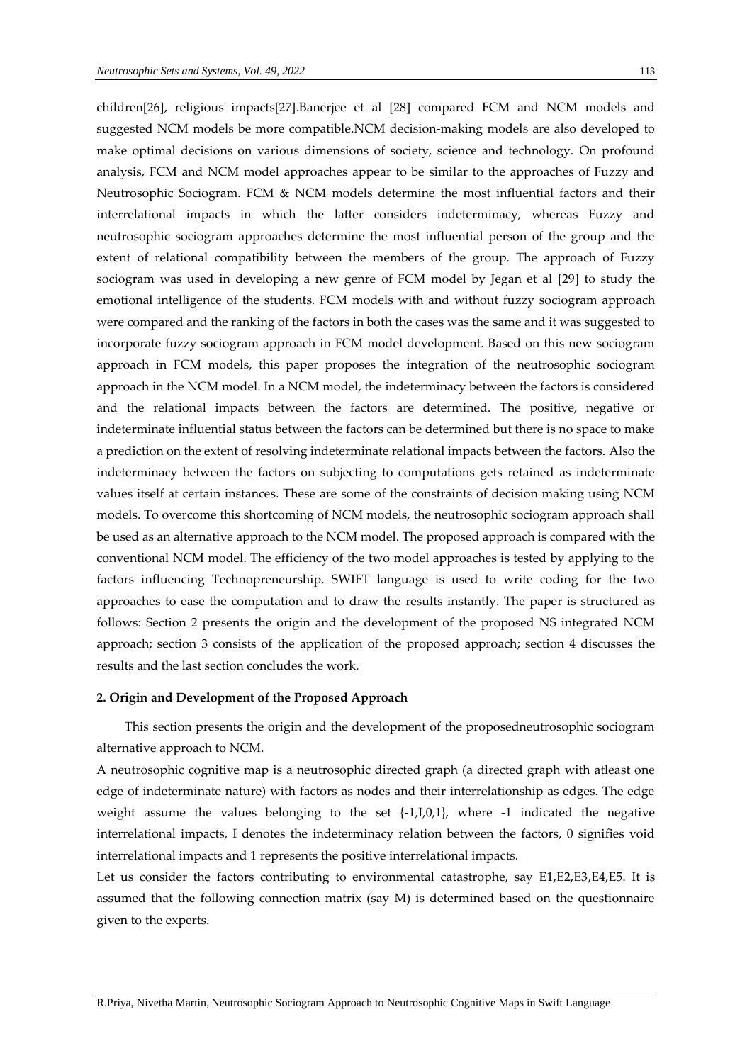children[26], religious impacts[27].Banerjee et al [28] compared FCM and NCM models and suggested NCM models be more compatible.NCM decision-making models are also developed to make optimal decisions on various dimensions of society, science and technology. On profound analysis, FCM and NCM model approaches appear to be similar to the approaches of Fuzzy and Neutrosophic Sociogram. FCM & NCM models determine the most influential factors and their interrelational impacts in which the latter considers indeterminacy, whereas Fuzzy and neutrosophic sociogram approaches determine the most influential person of the group and the extent of relational compatibility between the members of the group. The approach of Fuzzy sociogram was used in developing a new genre of FCM model by Jegan et al [29] to study the emotional intelligence of the students. FCM models with and without fuzzy sociogram approach were compared and the ranking of the factors in both the cases was the same and it was suggested to incorporate fuzzy sociogram approach in FCM model development. Based on this new sociogram approach in FCM models, this paper proposes the integration of the neutrosophic sociogram approach in the NCM model. In a NCM model, the indeterminacy between the factors is considered and the relational impacts between the factors are determined. The positive, negative or indeterminate influential status between the factors can be determined but there is no space to make a prediction on the extent of resolving indeterminate relational impacts between the factors. Also the indeterminacy between the factors on subjecting to computations gets retained as indeterminate values itself at certain instances. These are some of the constraints of decision making using NCM models. To overcome this shortcoming of NCM models, the neutrosophic sociogram approach shall be used as an alternative approach to the NCM model. The proposed approach is compared with the conventional NCM model. The efficiency of the two model approaches is tested by applying to the factors influencing Technopreneurship. SWIFT language is used to write coding for the two approaches to ease the computation and to draw the results instantly. The paper is structured as follows: Section 2 presents the origin and the development of the proposed NS integrated NCM approach; section 3 consists of the application of the proposed approach; section 4 discusses the results and the last section concludes the work.

## 2. Origin and Development of the Proposed Approach

This section presents the origin and the development of the proposedneutrosophic sociogram alternative approach to NCM.

A neutrosophic cognitive map is a neutrosophic directed graph (a directed graph with atleast one edge of indeterminate nature) with factors as nodes and their interrelationship as edges. The edge weight assume the values belonging to the set $\{-1, I, 0, 1\}$, where -1 indicated the negative interrelational impacts, I denotes the indeterminacy relation between the factors, 0 signifies void interrelational impacts and 1 represents the positive interrelational impacts.

Let us consider the factors contributing to environmental catastrophe, say E1,E2,E3,E4,E5. It is assumed that the following connection matrix (say M) is determined based on the questionnaire given to the experts.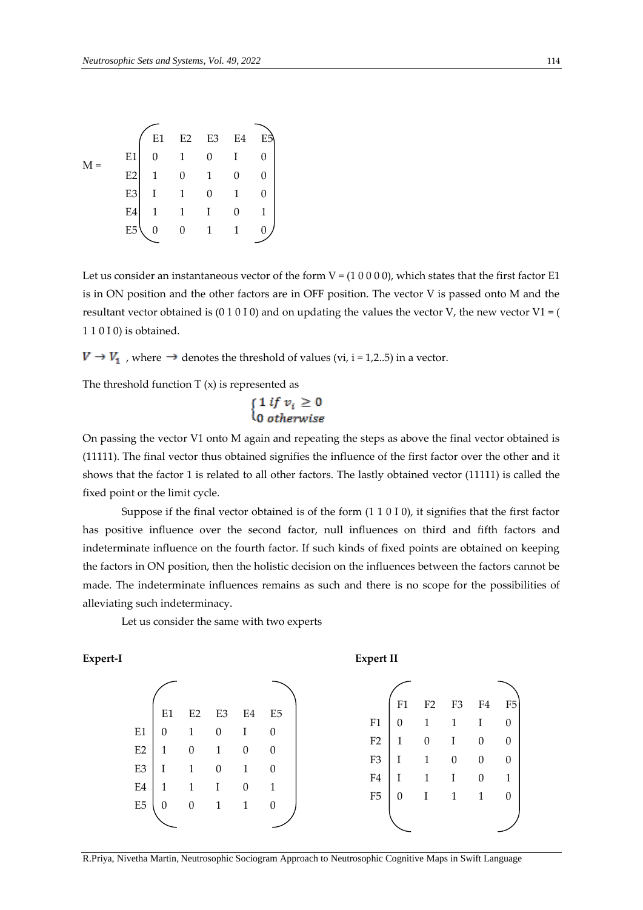M =

| | E1 | E2 | E3 | E4 | E5 |
|---|---|---|---|---|---|
| E1 | 0 | 1 | 0 | I | 0 |
| E2 | 1 | 0 | 1 | 0 | 0 |
| E3 | I | 1 | 0 | 1 | 0 |
| E4 | 1 | 1 | I | 0 | 1 |
| E5 | 0 | 0 | 1 | 1 | 0 |

Let us consider an instantaneous vector of the form V = (1 0 0 0 0), which states that the first factor E1 is in ON position and the other factors are in OFF position. The vector V is passed onto M and the resultant vector obtained is (0 1 0 I 0) and on updating the values the vector V, the new vector V1 = ( 1 1 0 I 0) is obtained.

$V \rightarrow V_1$ , where $\rightarrow$ denotes the threshold of values (vi, i = 1,2..5) in a vector.

The threshold function T (x) is represented as

$$\begin{cases} 1 \ if \ v_i \geq 0 \\ 0 \ otherwise \end{cases}$$

On passing the vector V1 onto M again and repeating the steps as above the final vector obtained is (11111). The final vector thus obtained signifies the influence of the first factor over the other and it shows that the factor 1 is related to all other factors. The lastly obtained vector (11111) is called the fixed point or the limit cycle.

Suppose if the final vector obtained is of the form (1 1 0 I 0), it signifies that the first factor has positive influence over the second factor, null influences on third and fifth factors and indeterminate influence on the fourth factor. If such kinds of fixed points are obtained on keeping the factors in ON position, then the holistic decision on the influences between the factors cannot be made. The indeterminate influences remains as such and there is no scope for the possibilities of alleviating such indeterminacy.

Let us consider the same with two experts

**Expert-I**

| | E1 | E2 | E3 | E4 | E5 |
|---|---|---|---|---|---|
| E1 | 0 | 1 | 0 | I | 0 |
| E2 | 1 | 0 | 1 | 0 | 0 |
| E3 | I | 1 | 0 | 1 | 0 |
| E4 | 1 | 1 | I | 0 | 1 |
| E5 | 0 | 0 | 1 | 1 | 0 |

**Expert II**

| | F1 | F2 | F3 | F4 | F5 |
|---|---|---|---|---|---|
| F1 | 0 | 1 | 1 | I | 0 |
| F2 | 1 | 0 | I | 0 | 0 |
| F3 | I | 1 | 0 | 0 | 0 |
| F4 | I | 1 | I | 0 | 1 |
| F5 | 0 | I | 1 | 1 | 0 |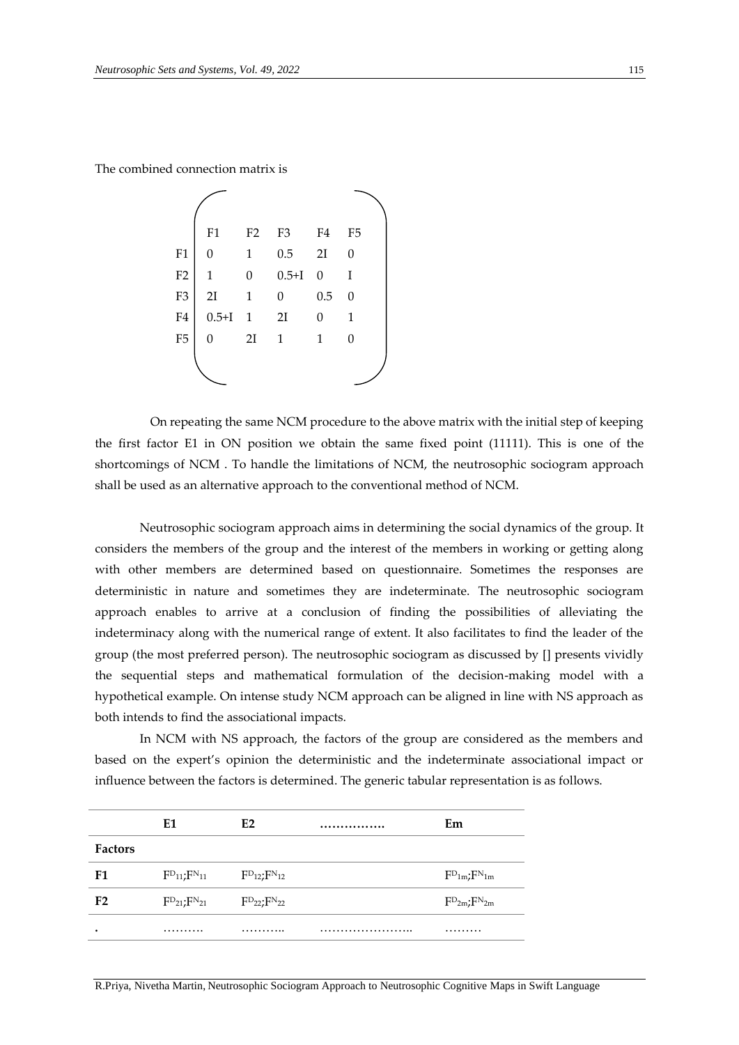The combined connection matrix is

$$
\begin{pmatrix}
 & F1 & F2 & F3 & F4 & F5 \\
F1 & 0 & 1 & 0.5 & 2I & 0 \\
F2 & 1 & 0 & 0.5+I & 0 & I \\
F3 & 2I & 1 & 0 & 0.5 & 0 \\
F4 & 0.5+I & 1 & 2I & 0 & 1 \\
F5 & 0 & 2I & 1 & 1 & 0
\end{pmatrix}
$$

On repeating the same NCM procedure to the above matrix with the initial step of keeping the first factor E1 in ON position we obtain the same fixed point (11111). This is one of the shortcomings of NCM . To handle the limitations of NCM, the neutrosophic sociogram approach shall be used as an alternative approach to the conventional method of NCM.

Neutrosophic sociogram approach aims in determining the social dynamics of the group. It considers the members of the group and the interest of the members in working or getting along with other members are determined based on questionnaire. Sometimes the responses are deterministic in nature and sometimes they are indeterminate. The neutrosophic sociogram approach enables to arrive at a conclusion of finding the possibilities of alleviating the indeterminacy along with the numerical range of extent. It also facilitates to find the leader of the group (the most preferred person). The neutrosophic sociogram as discussed by [] presents vividly the sequential steps and mathematical formulation of the decision-making model with a hypothetical example. On intense study NCM approach can be aligned in line with NS approach as both intends to find the associational impacts.

In NCM with NS approach, the factors of the group are considered as the members and based on the expert's opinion the deterministic and the indeterminate associational impact or influence between the factors is determined. The generic tabular representation is as follows.

| | **E1** | **E2** | ……………. | **Em** |
|---|---|---|---|---|
| **Factors** | | | | |
| **F1** | $F^D_{11};F^N_{11}$ | $F^D_{12};F^N_{12}$ | | $F^D_{1m};F^N_{1m}$ |
| **F2** | $F^D_{21};F^N_{21}$ | $F^D_{22};F^N_{22}$ | | $F^D_{2m};F^N_{2m}$ |
| **.** | ………. | ……….. | ………………….. | ……… |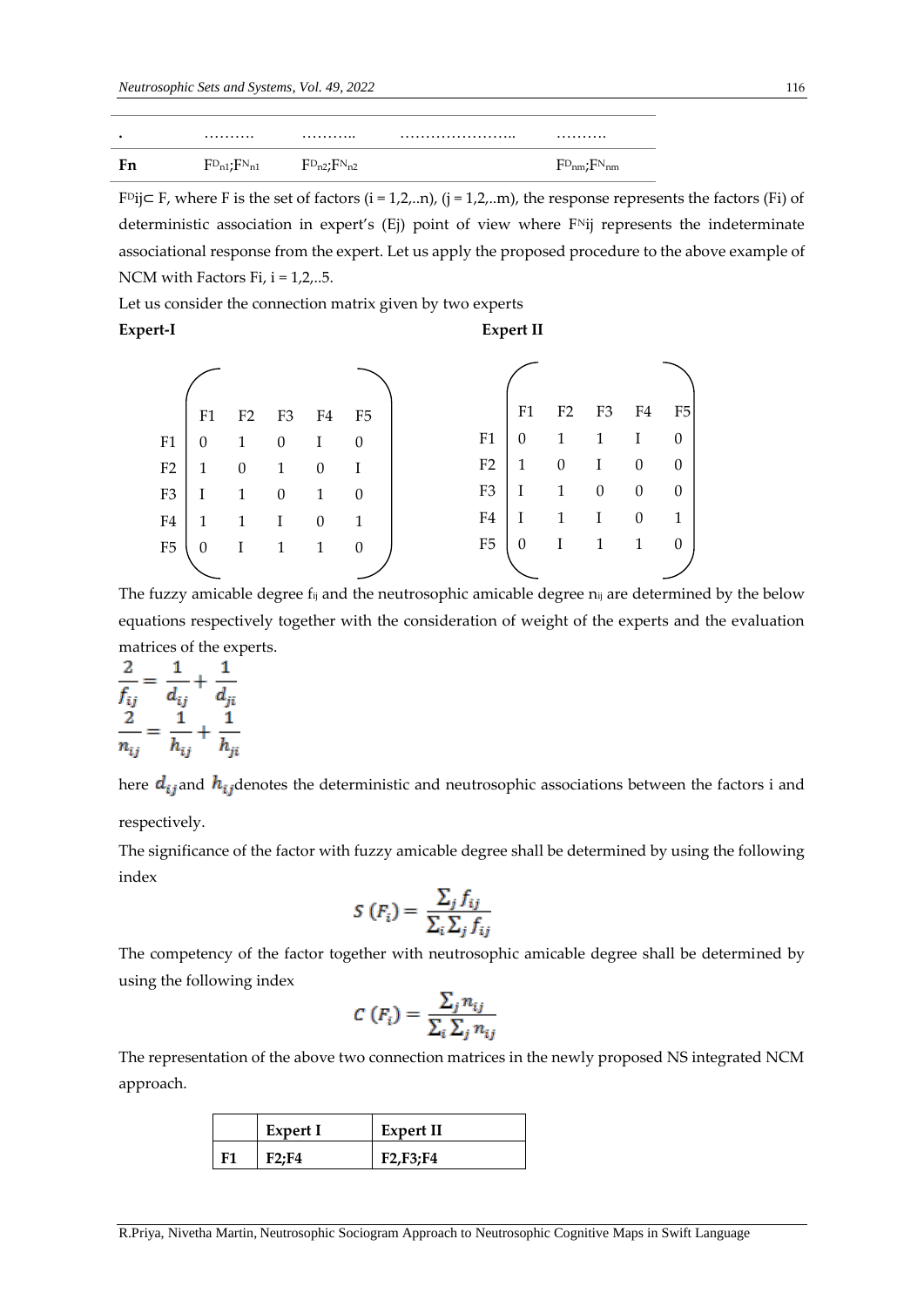| . | ………. | ……….. | ………………….. | ………. |
|---|---|---|---|---|
| **Fn** | $F^D_{n1};F^N_{n1}$ | $F^D_{n2};F^N_{n2}$ | | $F^D_{nm};F^N_{nm}$ |

$F^D ij \subset F$, where F is the set of factors (i = 1,2,..n), (j = 1,2,..m), the response represents the factors (Fi) of deterministic association in expert's (Ej) point of view where $F^N ij$ represents the indeterminate associational response from the expert. Let us apply the proposed procedure to the above example of NCM with Factors Fi, i = 1,2,..5.

Let us consider the connection matrix given by two experts

**Expert-I**

| | F1 | F2 | F3 | F4 | F5 |
|---|---|---|---|---|---|
| F1 | 0 | 1 | 0 | I | 0 |
| F2 | 1 | 0 | 1 | 0 | I |
| F3 | I | 1 | 0 | 1 | 0 |
| F4 | 1 | 1 | I | 0 | 1 |
| F5 | 0 | I | 1 | 1 | 0 |

**Expert II**

| | F1 | F2 | F3 | F4 | F5 |
|---|---|---|---|---|---|
| F1 | 0 | 1 | 1 | I | 0 |
| F2 | 1 | 0 | I | 0 | 0 |
| F3 | I | 1 | 0 | 0 | 0 |
| F4 | I | 1 | I | 0 | 1 |
| F5 | 0 | I | 1 | 1 | 0 |

The fuzzy amicable degree $f_{ij}$ and the neutrosophic amicable degree $n_{ij}$ are determined by the below equations respectively together with the consideration of weight of the experts and the evaluation matrices of the experts.

$$\frac{2}{f_{ij}} = \frac{1}{d_{ij}} + \frac{1}{d_{ji}}$$

$$\frac{2}{n_{ij}} = \frac{1}{h_{ij}} + \frac{1}{h_{ji}}$$

here $d_{ij}$ and $h_{ij}$ denotes the deterministic and neutrosophic associations between the factors i and respectively.

The significance of the factor with fuzzy amicable degree shall be determined by using the following index

$$S\,(F_i) = \frac{\sum_j f_{ij}}{\sum_i \sum_j f_{ij}}$$

The competency of the factor together with neutrosophic amicable degree shall be determined by using the following index

$$C\,(F_i) = \frac{\sum_j n_{ij}}{\sum_i \sum_j n_{ij}}$$

The representation of the above two connection matrices in the newly proposed NS integrated NCM approach.

| | **Expert I** | **Expert II** |
|---|---|---|
| **F1** | **F2;F4** | **F2,F3;F4** |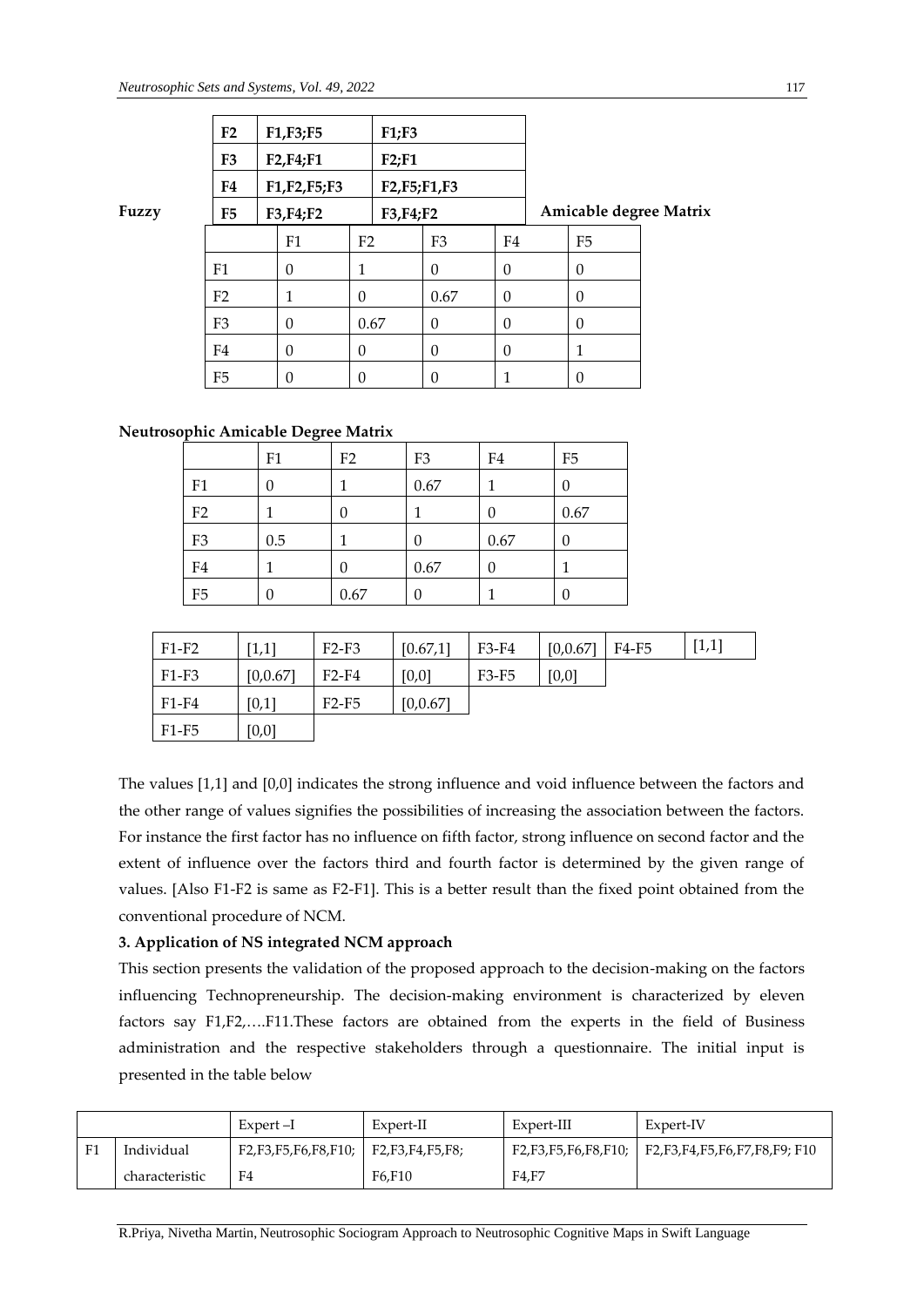| | | |
|---|---|---|
| **F2** | **F1,F3;F5** | **F1;F3** |
| **F3** | **F2,F4;F1** | **F2;F1** |
| **F4** | **F1,F2,F5;F3** | **F2,F5;F1,F3** |
| **F5** | **F3,F4;F2** | **F3,F4;F2** |

**Fuzzy Amicable degree Matrix**

| | F1 | F2 | F3 | F4 | F5 |
|---|---|---|---|---|---|
| F1 | 0 | 1 | 0 | 0 | 0 |
| F2 | 1 | 0 | 0.67 | 0 | 0 |
| F3 | 0 | 0.67 | 0 | 0 | 0 |
| F4 | 0 | 0 | 0 | 0 | 1 |
| F5 | 0 | 0 | 0 | 1 | 0 |

**Neutrosophic Amicable Degree Matrix**

| | F1 | F2 | F3 | F4 | F5 |
|---|---|---|---|---|---|
| F1 | 0 | 1 | 0.67 | 1 | 0 |
| F2 | 1 | 0 | 1 | 0 | 0.67 |
| F3 | 0.5 | 1 | 0 | 0.67 | 0 |
| F4 | 1 | 0 | 0.67 | 0 | 1 |
| F5 | 0 | 0.67 | 0 | 1 | 0 |

| | | | | | | | |
|---|---|---|---|---|---|---|---|
| F1-F2 | [1,1] | F2-F3 | [0.67,1] | F3-F4 | [0,0.67] | F4-F5 | [1,1] |
| F1-F3 | [0,0.67] | F2-F4 | [0,0] | F3-F5 | [0,0] | | |
| F1-F4 | [0,1] | F2-F5 | [0,0.67] | | | | |
| F1-F5 | [0,0] | | | | | | |

The values [1,1] and [0,0] indicates the strong influence and void influence between the factors and the other range of values signifies the possibilities of increasing the association between the factors. For instance the first factor has no influence on fifth factor, strong influence on second factor and the extent of influence over the factors third and fourth factor is determined by the given range of values. [Also F1-F2 is same as F2-F1]. This is a better result than the fixed point obtained from the conventional procedure of NCM.

**3. Application of NS integrated NCM approach**

This section presents the validation of the proposed approach to the decision-making on the factors influencing Technopreneurship. The decision-making environment is characterized by eleven factors say F1,F2,….F11.These factors are obtained from the experts in the field of Business administration and the respective stakeholders through a questionnaire. The initial input is presented in the table below

| | | Expert –I | Expert-II | Expert-III | Expert-IV |
|---|---|---|---|---|---|
| F1 | Individual characteristic | F2,F3,F5,F6,F8,F10; F4 | F2,F3,F4,F5,F8; F6,F10 | F2,F3,F5,F6,F8,F10; F4,F7 | F2,F3,F4,F5,F6,F7,F8,F9; F10 |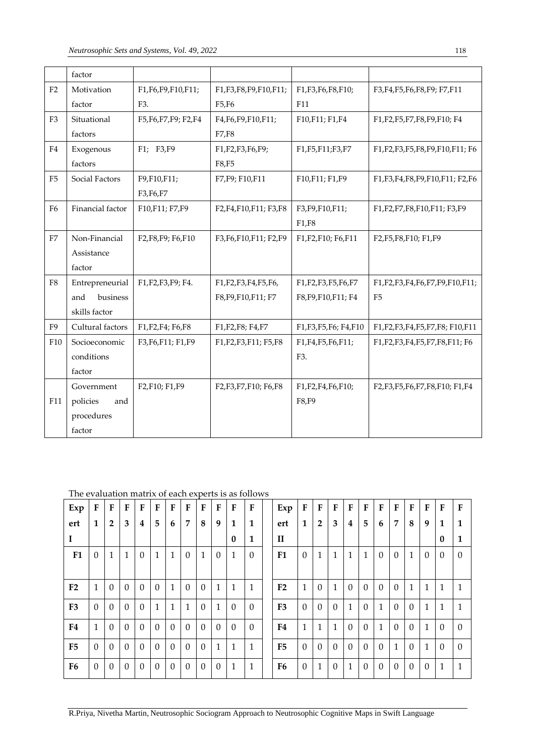| | | | | | |
|---|---|---|---|---|---|
| | factor | | | | |
| F2 | Motivation factor | F1,F6,F9,F10,F11; F3. | F1,F3,F8,F9,F10,F11; F5,F6 | F1,F3,F6,F8,F10; F11 | F3,F4,F5,F6,F8,F9; F7,F11 |
| F3 | Situational factors | F5,F6,F7,F9; F2,F4 | F4,F6,F9,F10,F11; F7,F8 | F10,F11; F1,F4 | F1,F2,F5,F7,F8,F9,F10; F4 |
| F4 | Exogenous factors | F1; F3,F9 | F1,F2,F3,F6,F9; F8,F5 | F1,F5,F11;F3,F7 | F1,F2,F3,F5,F8,F9,F10,F11; F6 |
| F5 | Social Factors | F9,F10,F11; F3,F6,F7 | F7,F9; F10,F11 | F10,F11; F1,F9 | F1,F3,F4,F8,F9,F10,F11; F2,F6 |
| F6 | Financial factor | F10,F11; F7,F9 | F2,F4,F10,F11; F3,F8 | F3,F9,F10,F11; F1,F8 | F1,F2,F7,F8,F10,F11; F3,F9 |
| F7 | Non-Financial Assistance factor | F2,F8,F9; F6,F10 | F3,F6,F10,F11; F2,F9 | F1,F2,F10; F6,F11 | F2,F5,F8,F10; F1,F9 |
| F8 | Entrepreneurial and business skills factor | F1,F2,F3,F9; F4. | F1,F2,F3,F4,F5,F6, F8,F9,F10,F11; F7 | F1,F2,F3,F5,F6,F7 F8,F9,F10,F11; F4 | F1,F2,F3,F4,F6,F7,F9,F10,F11; F5 |
| F9 | Cultural factors | F1,F2,F4; F6,F8 | F1,F2,F8; F4,F7 | F1,F3,F5,F6; F4,F10 | F1,F2,F3,F4,F5,F7,F8; F10,F11 |
| F10 | Socioeconomic conditions factor | F3,F6,F11; F1,F9 | F1,F2,F3,F11; F5,F8 | F1,F4,F5,F6,F11; F3. | F1,F2,F3,F4,F5,F7,F8,F11; F6 |
| F11 | Government policies and procedures factor | F2,F10; F1,F9 | F2,F3,F7,F10; F6,F8 | F1,F2,F4,F6,F10; F8,F9 | F2,F3,F5,F6,F7,F8,F10; F1,F4 |

The evaluation matrix of each experts is as follows

| Expert I | F1 | F2 | F3 | F4 | F5 | F6 | F7 | F8 | F9 | F10 | F11 |
|---|---|---|---|---|---|---|---|---|---|---|---|
| **F1** | 0 | 1 | 1 | 0 | 1 | 1 | 0 | 1 | 0 | 1 | 0 |
| **F2** | 1 | 0 | 0 | 0 | 0 | 1 | 0 | 0 | 1 | 1 | 1 |
| **F3** | 0 | 0 | 0 | 0 | 1 | 1 | 1 | 0 | 1 | 0 | 0 |
| **F4** | 1 | 0 | 0 | 0 | 0 | 0 | 0 | 0 | 0 | 0 | 0 |
| **F5** | 0 | 0 | 0 | 0 | 0 | 0 | 0 | 0 | 1 | 1 | 1 |
| **F6** | 0 | 0 | 0 | 0 | 0 | 0 | 0 | 0 | 0 | 1 | 1 |

| Expert II | F1 | F2 | F3 | F4 | F5 | F6 | F7 | F8 | F9 | F10 | F11 |
|---|---|---|---|---|---|---|---|---|---|---|---|
| **F1** | 0 | 1 | 1 | 1 | 1 | 0 | 0 | 1 | 0 | 0 | 0 |
| **F2** | 1 | 0 | 1 | 0 | 0 | 0 | 0 | 1 | 1 | 1 | 1 |
| **F3** | 0 | 0 | 0 | 1 | 0 | 1 | 0 | 0 | 1 | 1 | 1 |
| **F4** | 1 | 1 | 1 | 0 | 0 | 1 | 0 | 0 | 1 | 0 | 0 |
| **F5** | 0 | 0 | 0 | 0 | 0 | 0 | 1 | 0 | 1 | 0 | 0 |
| **F6** | 0 | 1 | 0 | 1 | 0 | 0 | 0 | 0 | 0 | 1 | 1 |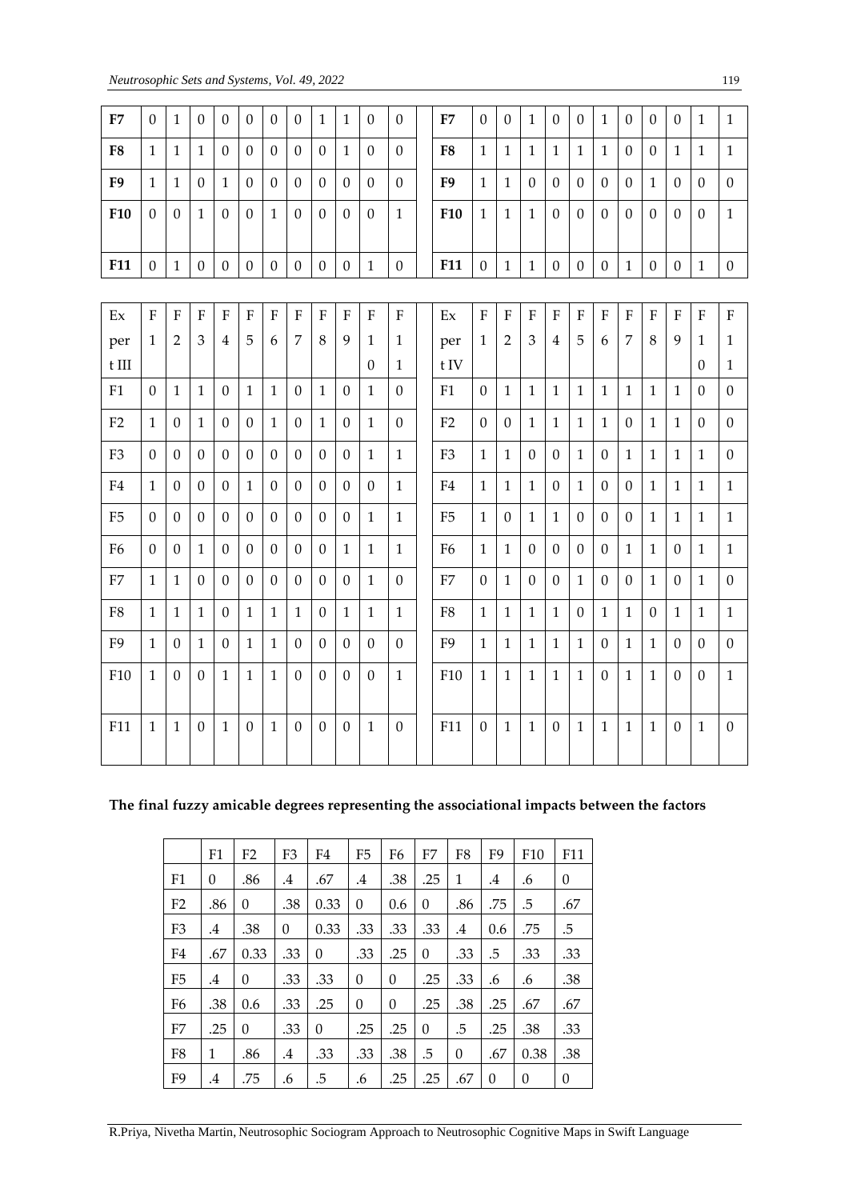| | | | | | | | | | | | |
|---|---|---|---|---|---|---|---|---|---|---|---|
| **F7** | 0 | 1 | 0 | 0 | 0 | 0 | 0 | 1 | 1 | 0 | 0 |
| **F8** | 1 | 1 | 1 | 0 | 0 | 0 | 0 | 0 | 1 | 0 | 0 |
| **F9** | 1 | 1 | 0 | 1 | 0 | 0 | 0 | 0 | 0 | 0 | 0 |
| **F10** | 0 | 0 | 1 | 0 | 0 | 1 | 0 | 0 | 0 | 0 | 1 |
| **F11** | 0 | 1 | 0 | 0 | 0 | 0 | 0 | 0 | 0 | 1 | 0 |

| | | | | | | | | | | | |
|---|---|---|---|---|---|---|---|---|---|---|---|
| **F7** | 0 | 0 | 1 | 0 | 0 | 1 | 0 | 0 | 0 | 1 | 1 |
| **F8** | 1 | 1 | 1 | 1 | 1 | 1 | 0 | 0 | 1 | 1 | 1 |
| **F9** | 1 | 1 | 0 | 0 | 0 | 0 | 0 | 1 | 0 | 0 | 0 |
| **F10** | 1 | 1 | 1 | 0 | 0 | 0 | 0 | 0 | 0 | 0 | 1 |
| **F11** | 0 | 1 | 1 | 0 | 0 | 0 | 1 | 0 | 0 | 1 | 0 |

| Expert III | F1 | F2 | F3 | F4 | F5 | F6 | F7 | F8 | F9 | F10 | F11 |
|---|---|---|---|---|---|---|---|---|---|---|---|
| F1 | 0 | 1 | 1 | 0 | 1 | 1 | 0 | 1 | 0 | 1 | 0 |
| F2 | 1 | 0 | 1 | 0 | 0 | 1 | 0 | 1 | 0 | 1 | 0 |
| F3 | 0 | 0 | 0 | 0 | 0 | 0 | 0 | 0 | 0 | 1 | 1 |
| F4 | 1 | 0 | 0 | 0 | 1 | 0 | 0 | 0 | 0 | 0 | 1 |
| F5 | 0 | 0 | 0 | 0 | 0 | 0 | 0 | 0 | 0 | 1 | 1 |
| F6 | 0 | 0 | 1 | 0 | 0 | 0 | 0 | 0 | 1 | 1 | 1 |
| F7 | 1 | 1 | 0 | 0 | 0 | 0 | 0 | 0 | 0 | 1 | 0 |
| F8 | 1 | 1 | 1 | 0 | 1 | 1 | 1 | 0 | 1 | 1 | 1 |
| F9 | 1 | 0 | 1 | 0 | 1 | 1 | 0 | 0 | 0 | 0 | 0 |
| F10 | 1 | 0 | 0 | 1 | 1 | 1 | 0 | 0 | 0 | 0 | 1 |
| F11 | 1 | 1 | 0 | 1 | 0 | 1 | 0 | 0 | 0 | 1 | 0 |

| Expert IV | F1 | F2 | F3 | F4 | F5 | F6 | F7 | F8 | F9 | F10 | F11 |
|---|---|---|---|---|---|---|---|---|---|---|---|
| F1 | 0 | 1 | 1 | 1 | 1 | 1 | 1 | 1 | 1 | 0 | 0 |
| F2 | 0 | 0 | 1 | 1 | 1 | 1 | 0 | 1 | 1 | 0 | 0 |
| F3 | 1 | 1 | 0 | 0 | 1 | 0 | 1 | 1 | 1 | 1 | 0 |
| F4 | 1 | 1 | 1 | 0 | 1 | 0 | 0 | 1 | 1 | 1 | 1 |
| F5 | 1 | 0 | 1 | 1 | 0 | 0 | 0 | 1 | 1 | 1 | 1 |
| F6 | 1 | 1 | 0 | 0 | 0 | 0 | 1 | 1 | 0 | 1 | 1 |
| F7 | 0 | 1 | 0 | 0 | 1 | 0 | 0 | 1 | 0 | 1 | 0 |
| F8 | 1 | 1 | 1 | 1 | 0 | 1 | 1 | 0 | 1 | 1 | 1 |
| F9 | 1 | 1 | 1 | 1 | 1 | 0 | 1 | 1 | 0 | 0 | 0 |
| F10 | 1 | 1 | 1 | 1 | 1 | 0 | 1 | 1 | 0 | 0 | 1 |
| F11 | 0 | 1 | 1 | 0 | 1 | 1 | 1 | 1 | 0 | 1 | 0 |

**The final fuzzy amicable degrees representing the associational impacts between the factors**

| | F1 | F2 | F3 | F4 | F5 | F6 | F7 | F8 | F9 | F10 | F11 |
|---|---|---|---|---|---|---|---|---|---|---|---|
| F1 | 0 | .86 | .4 | .67 | .4 | .38 | .25 | 1 | .4 | .6 | 0 |
| F2 | .86 | 0 | .38 | 0.33 | 0 | 0.6 | 0 | .86 | .75 | .5 | .67 |
| F3 | .4 | .38 | 0 | 0.33 | .33 | .33 | .33 | .4 | 0.6 | .75 | .5 |
| F4 | .67 | 0.33 | .33 | 0 | .33 | .25 | 0 | .33 | .5 | .33 | .33 |
| F5 | .4 | 0 | .33 | .33 | 0 | 0 | .25 | .33 | .6 | .6 | .38 |
| F6 | .38 | 0.6 | .33 | .25 | 0 | 0 | .25 | .38 | .25 | .67 | .67 |
| F7 | .25 | 0 | .33 | 0 | .25 | .25 | 0 | .5 | .25 | .38 | .33 |
| F8 | 1 | .86 | .4 | .33 | .33 | .38 | .5 | 0 | .67 | 0.38 | .38 |
| F9 | .4 | .75 | .6 | .5 | .6 | .25 | .25 | .67 | 0 | 0 | 0 |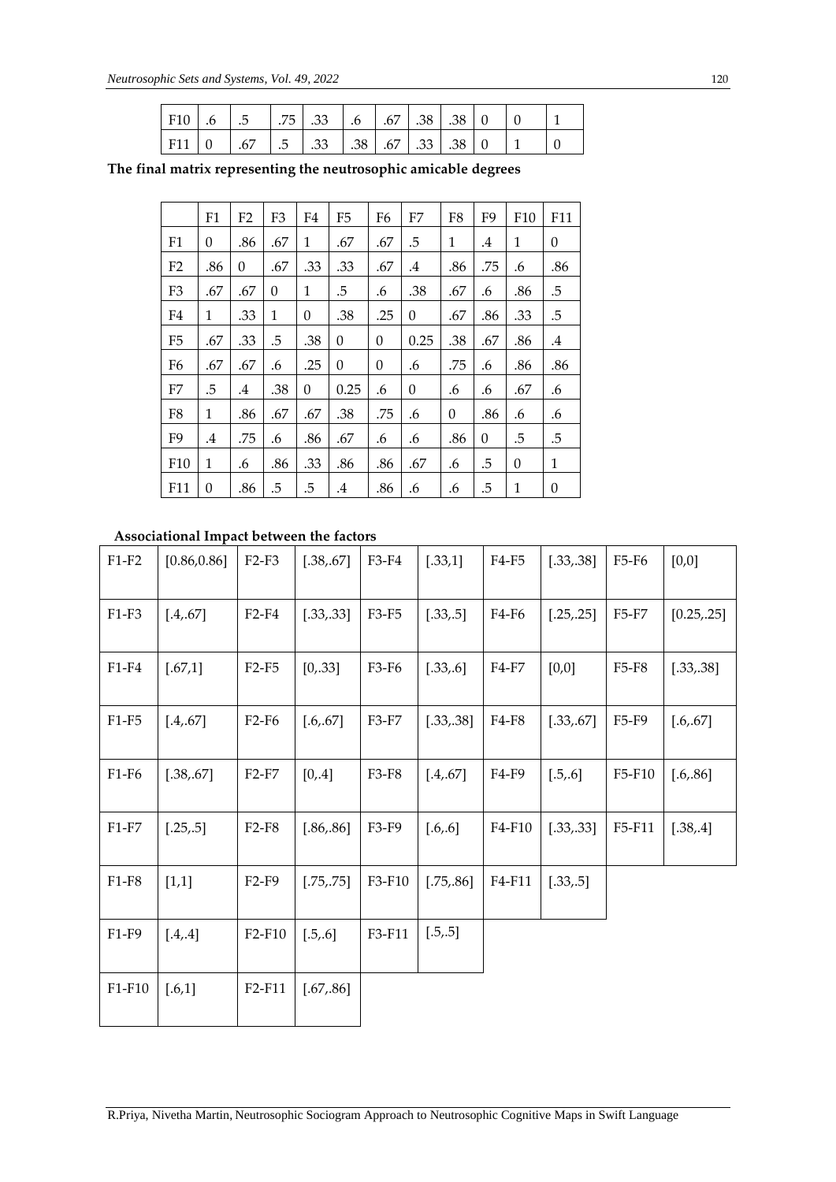| | | | | | | | | | | | |
|---|---|---|---|---|---|---|---|---|---|---|---|
| F10 | .6 | .5 | .75 | .33 | .6 | .67 | .38 | .38 | 0 | 0 | 1 |
| F11 | 0 | .67 | .5 | .33 | .38 | .67 | .33 | .38 | 0 | 1 | 0 |

**The final matrix representing the neutrosophic amicable degrees**

| | F1 | F2 | F3 | F4 | F5 | F6 | F7 | F8 | F9 | F10 | F11 |
|---|---|---|---|---|---|---|---|---|---|---|---|
| F1 | 0 | .86 | .67 | 1 | .67 | .67 | .5 | 1 | .4 | 1 | 0 |
| F2 | .86 | 0 | .67 | .33 | .33 | .67 | .4 | .86 | .75 | .6 | .86 |
| F3 | .67 | .67 | 0 | 1 | .5 | .6 | .38 | .67 | .6 | .86 | .5 |
| F4 | 1 | .33 | 1 | 0 | .38 | .25 | 0 | .67 | .86 | .33 | .5 |
| F5 | .67 | .33 | .5 | .38 | 0 | 0 | 0.25 | .38 | .67 | .86 | .4 |
| F6 | .67 | .67 | .6 | .25 | 0 | 0 | .6 | .75 | .6 | .86 | .86 |
| F7 | .5 | .4 | .38 | 0 | 0.25 | .6 | 0 | .6 | .6 | .67 | .6 |
| F8 | 1 | .86 | .67 | .67 | .38 | .75 | .6 | 0 | .86 | .6 | .6 |
| F9 | .4 | .75 | .6 | .86 | .67 | .6 | .6 | .86 | 0 | .5 | .5 |
| F10 | 1 | .6 | .86 | .33 | .86 | .86 | .67 | .6 | .5 | 0 | 1 |
| F11 | 0 | .86 | .5 | .5 | .4 | .86 | .6 | .6 | .5 | 1 | 0 |

**Associational Impact between the factors**

| | | | | | | | | | |
|---|---|---|---|---|---|---|---|---|---|
| F1-F2 | [0.86,0.86] | F2-F3 | [.38,.67] | F3-F4 | [.33,1] | F4-F5 | [.33,.38] | F5-F6 | [0,0] |
| F1-F3 | [.4,.67] | F2-F4 | [.33,.33] | F3-F5 | [.33,.5] | F4-F6 | [.25,.25] | F5-F7 | [0.25,.25] |
| F1-F4 | [.67,1] | F2-F5 | [0,.33] | F3-F6 | [.33,.6] | F4-F7 | [0,0] | F5-F8 | [.33,.38] |
| F1-F5 | [.4,.67] | F2-F6 | [.6,.67] | F3-F7 | [.33,.38] | F4-F8 | [.33,.67] | F5-F9 | [.6,.67] |
| F1-F6 | [.38,.67] | F2-F7 | [0,.4] | F3-F8 | [.4,.67] | F4-F9 | [.5,.6] | F5-F10 | [.6,.86] |
| F1-F7 | [.25,.5] | F2-F8 | [.86,.86] | F3-F9 | [.6,.6] | F4-F10 | [.33,.33] | F5-F11 | [.38,.4] |
| F1-F8 | [1,1] | F2-F9 | [.75,.75] | F3-F10 | [.75,.86] | F4-F11 | [.33,.5] | | |
| F1-F9 | [.4,.4] | F2-F10 | [.5,.6] | F3-F11 | [.5,.5] | | | | |
| F1-F10 | [.6,1] | F2-F11 | [.67,.86] | | | | | | |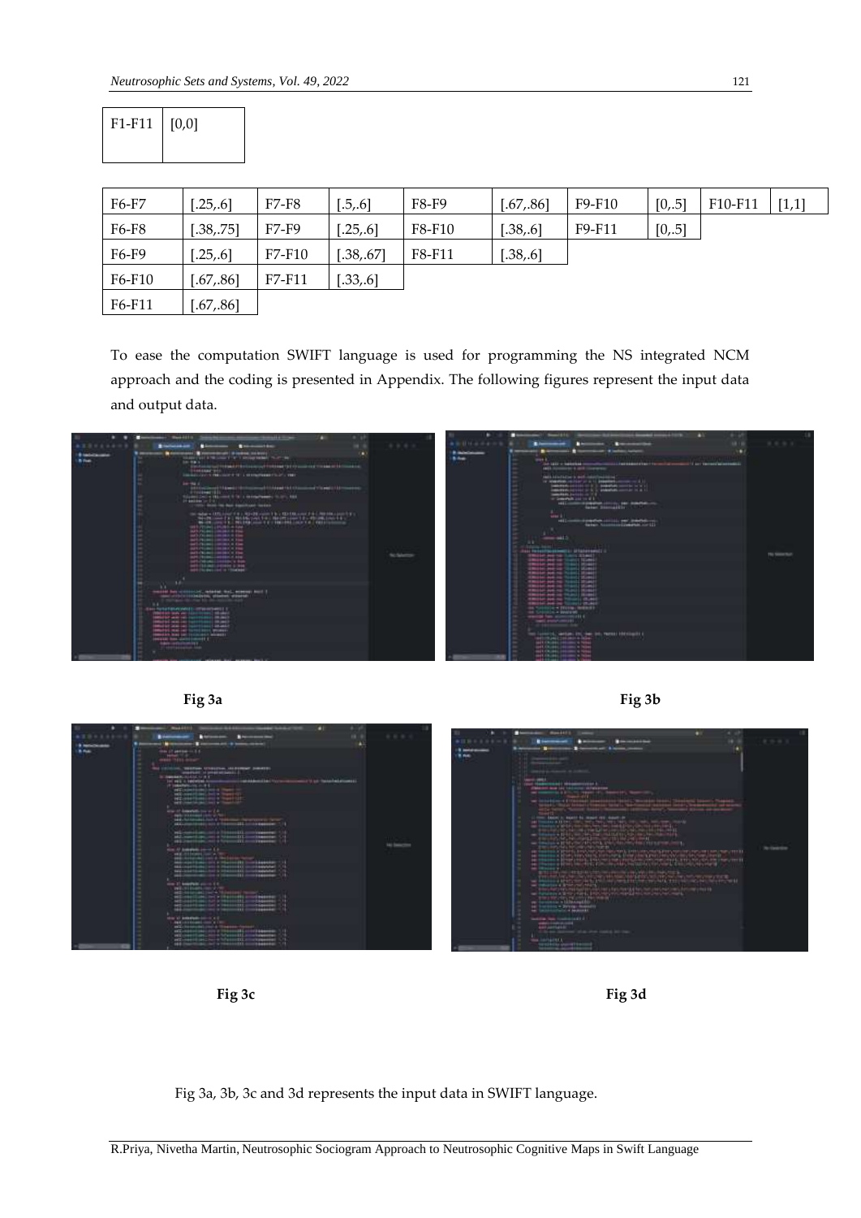| | |
|---|---|
| F1-F11 | [0,0] |

| | | | | | | | | | |
|---|---|---|---|---|---|---|---|---|---|
| F6-F7 | [.25,.6] | F7-F8 | [.5,.6] | F8-F9 | [.67,.86] | F9-F10 | [0,.5] | F10-F11 | [1,1] |
| F6-F8 | [.38,.75] | F7-F9 | [.25,.6] | F8-F10 | [.38,.6] | F9-F11 | [0,.5] | | |
| F6-F9 | [.25,.6] | F7-F10 | [.38,.67] | F8-F11 | [.38,.6] | | | | |
| F6-F10 | [.67,.86] | F7-F11 | [.33,.6] | | | | | | |
| F6-F11 | [.67,.86] | | | | | | | | |

To ease the computation SWIFT language is used for programming the NS integrated NCM approach and the coding is presented in Appendix. The following figures represent the input data and output data.

Fig 3a

Fig 3b

Fig 3c

Fig 3d

Fig 3a, 3b, 3c and 3d represents the input data in SWIFT language.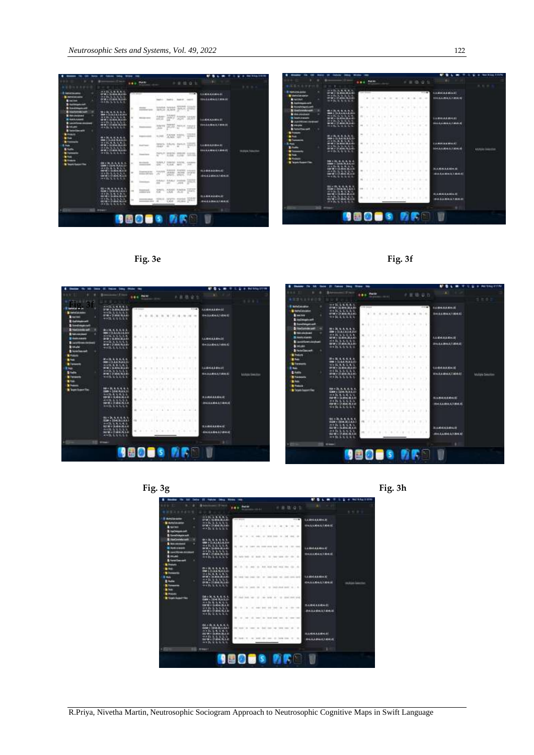Fig. 3e

Fig. 3f

Fig. 3g

Fig. 3h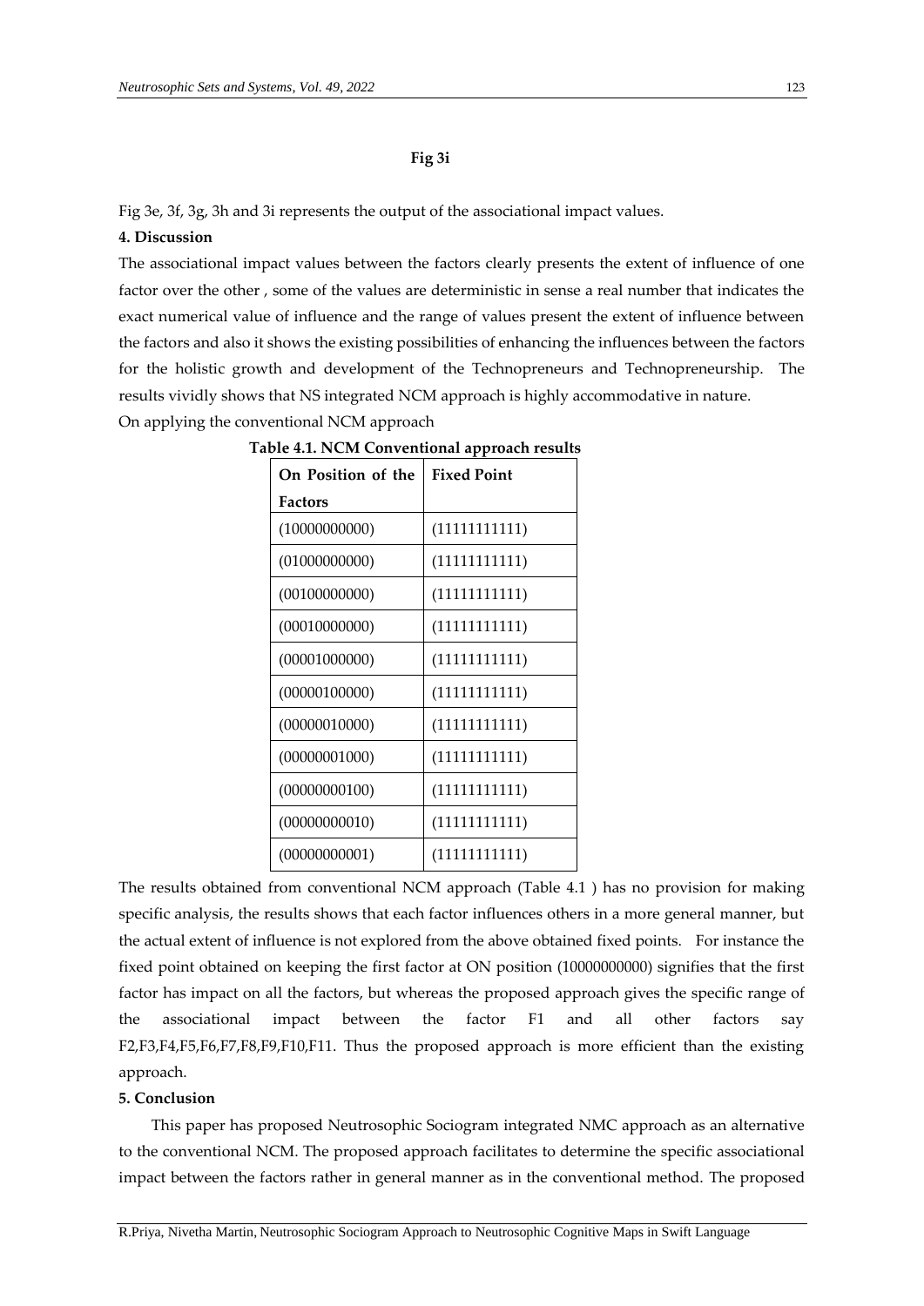**Fig 3i**

Fig 3e, 3f, 3g, 3h and 3i represents the output of the associational impact values.

**4. Discussion**

The associational impact values between the factors clearly presents the extent of influence of one factor over the other , some of the values are deterministic in sense a real number that indicates the exact numerical value of influence and the range of values present the extent of influence between the factors and also it shows the existing possibilities of enhancing the influences between the factors for the holistic growth and development of the Technopreneurs and Technopreneurship. The results vividly shows that NS integrated NCM approach is highly accommodative in nature.

On applying the conventional NCM approach

**Table 4.1. NCM Conventional approach results**

| On Position of the Factors | Fixed Point |
|---|---|
| (10000000000) | (11111111111) |
| (01000000000) | (11111111111) |
| (00100000000) | (11111111111) |
| (00010000000) | (11111111111) |
| (00001000000) | (11111111111) |
| (00000100000) | (11111111111) |
| (00000010000) | (11111111111) |
| (00000001000) | (11111111111) |
| (00000000100) | (11111111111) |
| (00000000010) | (11111111111) |
| (00000000001) | (11111111111) |

The results obtained from conventional NCM approach (Table 4.1 ) has no provision for making specific analysis, the results shows that each factor influences others in a more general manner, but the actual extent of influence is not explored from the above obtained fixed points. For instance the fixed point obtained on keeping the first factor at ON position (10000000000) signifies that the first factor has impact on all the factors, but whereas the proposed approach gives the specific range of the associational impact between the factor F1 and all other factors say F2,F3,F4,F5,F6,F7,F8,F9,F10,F11. Thus the proposed approach is more efficient than the existing approach.

**5. Conclusion**

This paper has proposed Neutrosophic Sociogram integrated NMC approach as an alternative to the conventional NCM. The proposed approach facilitates to determine the specific associational impact between the factors rather in general manner as in the conventional method. The proposed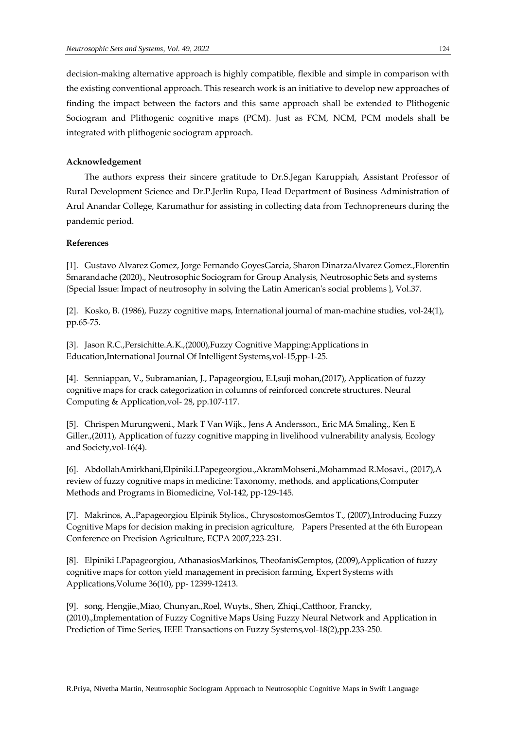decision-making alternative approach is highly compatible, flexible and simple in comparison with the existing conventional approach. This research work is an initiative to develop new approaches of finding the impact between the factors and this same approach shall be extended to Plithogenic Sociogram and Plithogenic cognitive maps (PCM). Just as FCM, NCM, PCM models shall be integrated with plithogenic sociogram approach.

**Acknowledgement**

The authors express their sincere gratitude to Dr.S.Jegan Karuppiah, Assistant Professor of Rural Development Science and Dr.P.Jerlin Rupa, Head Department of Business Administration of Arul Anandar College, Karumathur for assisting in collecting data from Technopreneurs during the pandemic period.

**References**

[1]. Gustavo Alvarez Gomez, Jorge Fernando GoyesGarcia, Sharon DinarzaAlvarez Gomez.,Florentin Smarandache (2020)., Neutrosophic Sociogram for Group Analysis, Neutrosophic Sets and systems {Special Issue: Impact of neutrosophy in solving the Latin American's social problems }, Vol.37.

[2]. Kosko, B. (1986), Fuzzy cognitive maps, International journal of man-machine studies, vol-24(1), pp.65-75.

[3]. Jason R.C.,Persichitte.A.K.,(2000),Fuzzy Cognitive Mapping:Applications in Education,International Journal Of Intelligent Systems,vol-15,pp-1-25.

[4]. Senniappan, V., Subramanian, J., Papageorgiou, E.I,suji mohan,(2017), Application of fuzzy cognitive maps for crack categorization in columns of reinforced concrete structures. Neural Computing & Application,vol- 28, pp.107-117.

[5]. Chrispen Murungweni., Mark T Van Wijk., Jens A Andersson., Eric MA Smaling., Ken E Giller.,(2011), Application of fuzzy cognitive mapping in livelihood vulnerability analysis, Ecology and Society,vol-16(4).

[6]. AbdollahAmirkhani,Elpiniki.I.Papegeorgiou.,AkramMohseni.,Mohammad R.Mosavi., (2017),A review of fuzzy cognitive maps in medicine: Taxonomy, methods, and applications,Computer Methods and Programs in Biomedicine, Vol-142, pp-129-145.

[7]. Makrinos, A.,Papageorgiou Elpinik Stylios., ChrysostomosGemtos T., (2007),Introducing Fuzzy Cognitive Maps for decision making in precision agriculture, Papers Presented at the 6th European Conference on Precision Agriculture, ECPA 2007,223-231.

[8]. Elpiniki I.Papageorgiou, AthanasiosMarkinos, TheofanisGemptos, (2009),Application of fuzzy cognitive maps for cotton yield management in precision farming, Expert Systems with Applications,Volume 36(10), pp- 12399-12413.

[9]. song, Hengjie.,Miao, Chunyan.,Roel, Wuyts., Shen, Zhiqi.,Catthoor, Francky, (2010).,Implementation of Fuzzy Cognitive Maps Using Fuzzy Neural Network and Application in Prediction of Time Series, IEEE Transactions on Fuzzy Systems,vol-18(2),pp.233-250.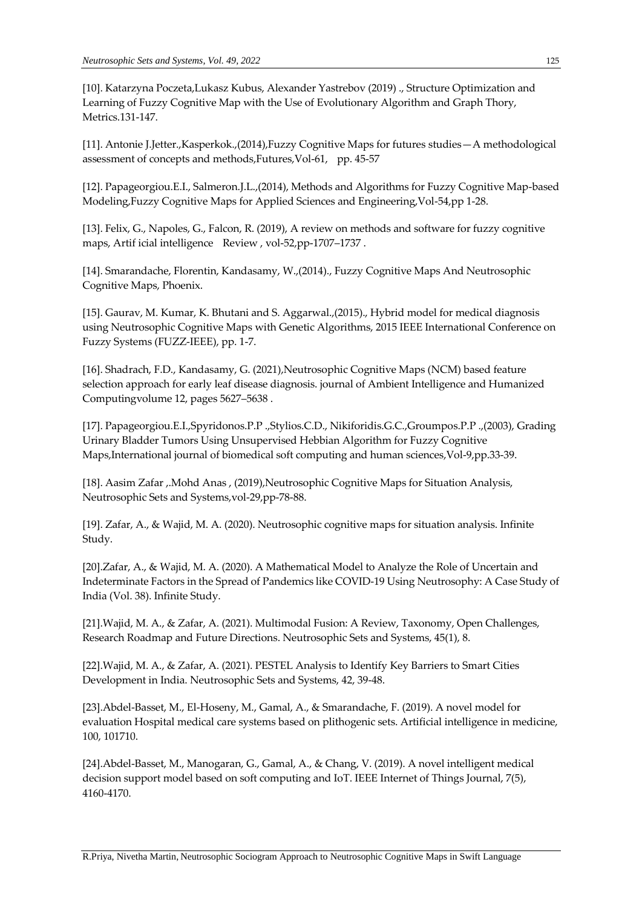[10]. Katarzyna Poczeta,Lukasz Kubus, Alexander Yastrebov (2019) ., Structure Optimization and Learning of Fuzzy Cognitive Map with the Use of Evolutionary Algorithm and Graph Thory, Metrics.131-147.

[11]. Antonie J.Jetter.,Kasperkok.,(2014),Fuzzy Cognitive Maps for futures studies—A methodological assessment of concepts and methods,Futures,Vol-61, pp. 45-57

[12]. Papageorgiou.E.I., Salmeron.J.L.,(2014), Methods and Algorithms for Fuzzy Cognitive Map-based Modeling,Fuzzy Cognitive Maps for Applied Sciences and Engineering,Vol-54,pp 1-28.

[13]. Felix, G., Napoles, G., Falcon, R. (2019), A review on methods and software for fuzzy cognitive maps, Artif icial intelligence Review , vol-52,pp-1707–1737 .

[14]. Smarandache, Florentin, Kandasamy, W.,(2014)., Fuzzy Cognitive Maps And Neutrosophic Cognitive Maps, Phoenix.

[15]. Gaurav, M. Kumar, K. Bhutani and S. Aggarwal.,(2015)., Hybrid model for medical diagnosis using Neutrosophic Cognitive Maps with Genetic Algorithms, 2015 IEEE International Conference on Fuzzy Systems (FUZZ-IEEE), pp. 1-7.

[16]. Shadrach, F.D., Kandasamy, G. (2021),Neutrosophic Cognitive Maps (NCM) based feature selection approach for early leaf disease diagnosis. journal of Ambient Intelligence and Humanized Computingvolume 12, pages 5627–5638 .

[17]. Papageorgiou.E.I.,Spyridonos.P.P .,Stylios.C.D., Nikiforidis.G.C.,Groumpos.P.P .,(2003), Grading Urinary Bladder Tumors Using Unsupervised Hebbian Algorithm for Fuzzy Cognitive Maps,International journal of biomedical soft computing and human sciences,Vol-9,pp.33-39.

[18]. Aasim Zafar ,.Mohd Anas , (2019),Neutrosophic Cognitive Maps for Situation Analysis, Neutrosophic Sets and Systems,vol-29,pp-78-88.

[19]. Zafar, A., & Wajid, M. A. (2020). Neutrosophic cognitive maps for situation analysis. Infinite Study.

[20].Zafar, A., & Wajid, M. A. (2020). A Mathematical Model to Analyze the Role of Uncertain and Indeterminate Factors in the Spread of Pandemics like COVID-19 Using Neutrosophy: A Case Study of India (Vol. 38). Infinite Study.

[21].Wajid, M. A., & Zafar, A. (2021). Multimodal Fusion: A Review, Taxonomy, Open Challenges, Research Roadmap and Future Directions. Neutrosophic Sets and Systems, 45(1), 8.

[22].Wajid, M. A., & Zafar, A. (2021). PESTEL Analysis to Identify Key Barriers to Smart Cities Development in India. Neutrosophic Sets and Systems, 42, 39-48.

[23].Abdel-Basset, M., El-Hoseny, M., Gamal, A., & Smarandache, F. (2019). A novel model for evaluation Hospital medical care systems based on plithogenic sets. Artificial intelligence in medicine, 100, 101710.

[24].Abdel-Basset, M., Manogaran, G., Gamal, A., & Chang, V. (2019). A novel intelligent medical decision support model based on soft computing and IoT. IEEE Internet of Things Journal, 7(5), 4160-4170.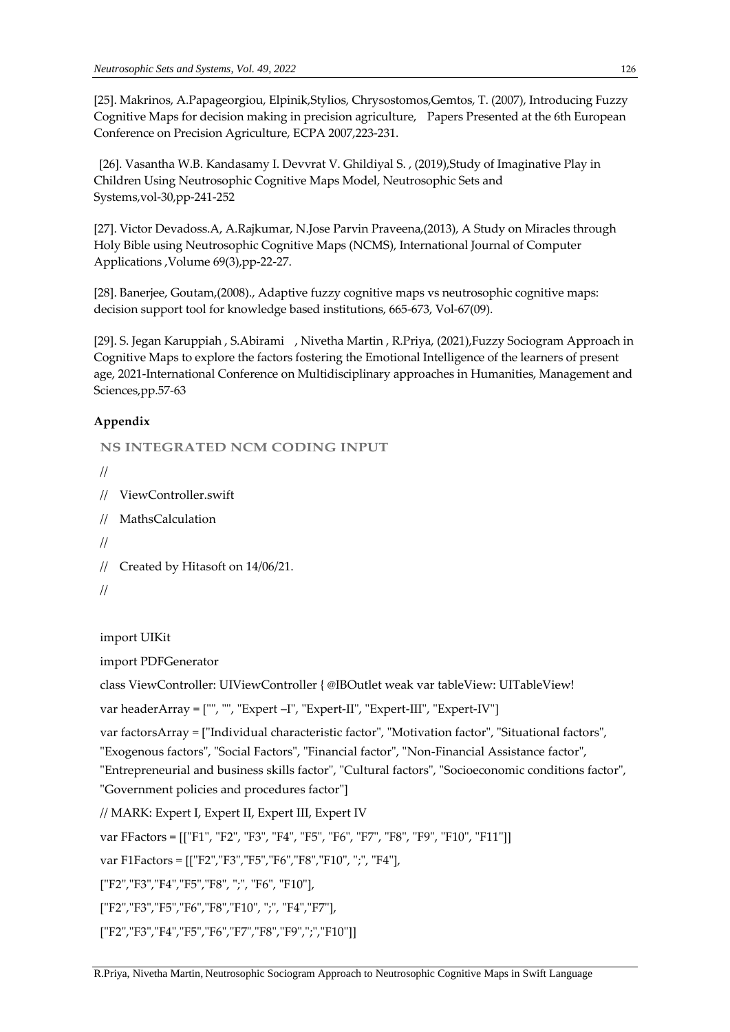[25]. Makrinos, A.Papageorgiou, Elpinik,Stylios, Chrysostomos,Gemtos, T. (2007), Introducing Fuzzy Cognitive Maps for decision making in precision agriculture, Papers Presented at the 6th European Conference on Precision Agriculture, ECPA 2007,223-231.

[26]. Vasantha W.B. Kandasamy I. Devvrat V. Ghildiyal S. , (2019),Study of Imaginative Play in Children Using Neutrosophic Cognitive Maps Model, Neutrosophic Sets and Systems,vol-30,pp-241-252

[27]. Victor Devadoss.A, A.Rajkumar, N.Jose Parvin Praveena,(2013), A Study on Miracles through Holy Bible using Neutrosophic Cognitive Maps (NCMS), International Journal of Computer Applications ,Volume 69(3),pp-22-27.

[28]. Banerjee, Goutam,(2008)., Adaptive fuzzy cognitive maps vs neutrosophic cognitive maps: decision support tool for knowledge based institutions, 665-673, Vol-67(09).

[29]. S. Jegan Karuppiah , S.Abirami , Nivetha Martin , R.Priya, (2021),Fuzzy Sociogram Approach in Cognitive Maps to explore the factors fostering the Emotional Intelligence of the learners of present age, 2021-International Conference on Multidisciplinary approaches in Humanities, Management and Sciences,pp.57-63

## Appendix

### NS INTEGRATED NCM CODING INPUT

```
//
// ViewController.swift
// MathsCalculation
//
// Created by Hitasoft on 14/06/21.
//

import UIKit
import PDFGenerator
class ViewController: UIViewController { @IBOutlet weak var tableView: UITableView!
var headerArray = ["", "", "Expert –I", "Expert-II", "Expert-III", "Expert-IV"]
var factorsArray = ["Individual characteristic factor", "Motivation factor", "Situational factors", "Exogenous factors", "Social Factors", "Financial factor", "Non-Financial Assistance factor", "Entrepreneurial and business skills factor", "Cultural factors", "Socioeconomic conditions factor", "Government policies and procedures factor"]
// MARK: Expert I, Expert II, Expert III, Expert IV
var FFactors = [["F1", "F2", "F3", "F4", "F5", "F6", "F7", "F8", "F9", "F10", "F11"]]
var F1Factors = [["F2","F3","F5","F6","F8","F10", ";", "F4"],
["F2","F3","F4","F5","F8", ";", "F6", "F10"],
["F2","F3","F5","F6","F8","F10", ";", "F4","F7"],
["F2","F3","F4","F5","F6","F7","F8","F9",";","F10"]]
```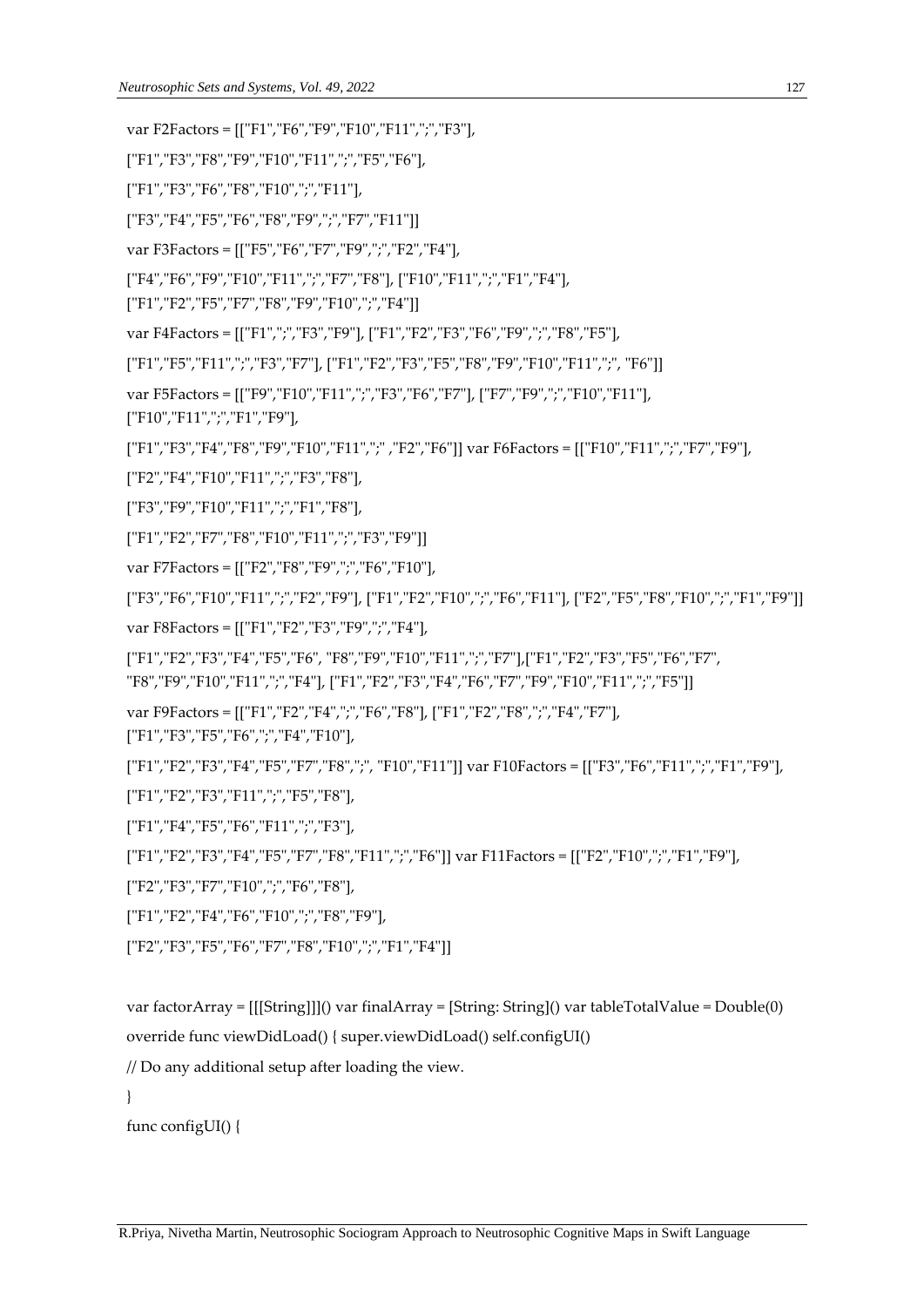```
var F2Factors = [["F1","F6","F9","F10","F11",";","F3"],
["F1","F3","F8","F9","F10","F11",";","F5","F6"],
["F1","F3","F6","F8","F10",";","F11"],
["F3","F4","F5","F6","F8","F9",";","F7","F11"]]
var F3Factors = [["F5","F6","F7","F9",";","F2","F4"],
["F4","F6","F9","F10","F11",";","F7","F8"], ["F10","F11",";","F1","F4"],
["F1","F2","F5","F7","F8","F9","F10",";","F4"]]
var F4Factors = [["F1",";","F3","F9"], ["F1","F2","F3","F6","F9",";","F8","F5"],
["F1","F5","F11",";","F3","F7"], ["F1","F2","F3","F5","F8","F9","F10","F11",";", "F6"]]
var F5Factors = [["F9","F10","F11",";","F3","F6","F7"], ["F7","F9",";","F10","F11"],
["F10","F11",";","F1","F9"],
["F1","F3","F4","F8","F9","F10","F11",";" ,"F2","F6"]] var F6Factors = [["F10","F11",";","F7","F9"],
["F2","F4","F10","F11",";","F3","F8"],
["F3","F9","F10","F11",";","F1","F8"],
["F1","F2","F7","F8","F10","F11",";","F3","F9"]]
var F7Factors = [["F2","F8","F9",";","F6","F10"],
["F3","F6","F10","F11",";","F2","F9"], ["F1","F2","F10",";","F6","F11"], ["F2","F5","F8","F10",";","F1","F9"]]
var F8Factors = [["F1","F2","F3","F9",";","F4"],
["F1","F2","F3","F4","F5","F6", "F8","F9","F10","F11",";","F7"],["F1","F2","F3","F5","F6","F7",
"F8","F9","F10","F11",";","F4"], ["F1","F2","F3","F4","F6","F7","F9","F10","F11",";","F5"]]
var F9Factors = [["F1","F2","F4",";","F6","F8"], ["F1","F2","F8",";","F4","F7"],
["F1","F3","F5","F6",";","F4","F10"],
["F1","F2","F3","F4","F5","F7","F8",";", "F10","F11"]] var F10Factors = [["F3","F6","F11",";","F1","F9"],
["F1","F2","F3","F11",";","F5","F8"],
["F1","F4","F5","F6","F11",";","F3"],
["F1","F2","F3","F4","F5","F7","F8","F11",";","F6"]] var F11Factors = [["F2","F10",";","F1","F9"],
["F2","F3","F7","F10",";","F6","F8"],
["F1","F2","F4","F6","F10",";","F8","F9"],
["F2","F3","F5","F6","F7","F8","F10",";","F1","F4"]]

var factorArray = [[[String]]]() var finalArray = [String: String]() var tableTotalValue = Double(0)
override func viewDidLoad() { super.viewDidLoad() self.configUI()
// Do any additional setup after loading the view.
}
func configUI() {
```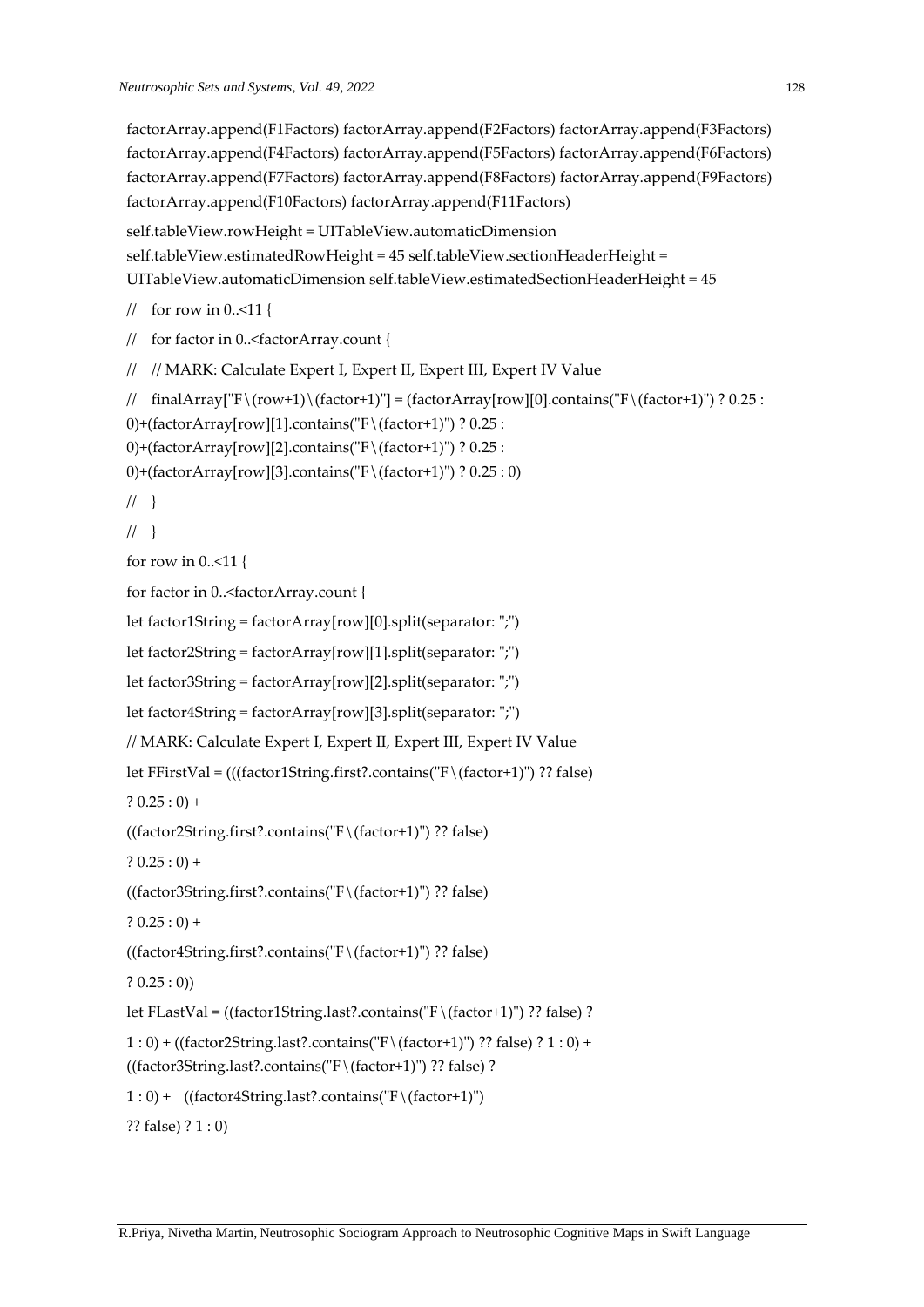```
factorArray.append(F1Factors) factorArray.append(F2Factors) factorArray.append(F3Factors)
factorArray.append(F4Factors) factorArray.append(F5Factors) factorArray.append(F6Factors)
factorArray.append(F7Factors) factorArray.append(F8Factors) factorArray.append(F9Factors)
factorArray.append(F10Factors) factorArray.append(F11Factors)

self.tableView.rowHeight = UITableView.automaticDimension
self.tableView.estimatedRowHeight = 45 self.tableView.sectionHeaderHeight =
UITableView.automaticDimension self.tableView.estimatedSectionHeaderHeight = 45

//   for row in 0..<11 {

//   for factor in 0..<factorArray.count {

//   // MARK: Calculate Expert I, Expert II, Expert III, Expert IV Value

//   finalArray["F\(row+1)\(factor+1)"] = (factorArray[row][0].contains("F\(factor+1)") ? 0.25 :
0)+(factorArray[row][1].contains("F\(factor+1)") ? 0.25 :
0)+(factorArray[row][2].contains("F\(factor+1)") ? 0.25 :
0)+(factorArray[row][3].contains("F\(factor+1)") ? 0.25 : 0)

//   }

//   }

for row in 0..<11 {

for factor in 0..<factorArray.count {

let factor1String = factorArray[row][0].split(separator: ";")

let factor2String = factorArray[row][1].split(separator: ";")

let factor3String = factorArray[row][2].split(separator: ";")

let factor4String = factorArray[row][3].split(separator: ";")

// MARK: Calculate Expert I, Expert II, Expert III, Expert IV Value

let FFirstVal = (((factor1String.first?.contains("F\(factor+1)") ?? false)

? 0.25 : 0) +

((factor2String.first?.contains("F\(factor+1)") ?? false)

? 0.25 : 0) +

((factor3String.first?.contains("F\(factor+1)") ?? false)

? 0.25 : 0) +

((factor4String.first?.contains("F\(factor+1)") ?? false)

? 0.25 : 0))

let FLastVal = ((factor1String.last?.contains("F\(factor+1)") ?? false) ?

1 : 0) + ((factor2String.last?.contains("F\(factor+1)") ?? false) ? 1 : 0) +
((factor3String.last?.contains("F\(factor+1)") ?? false) ?

1 : 0) +   ((factor4String.last?.contains("F\(factor+1)")

?? false) ? 1 : 0)
```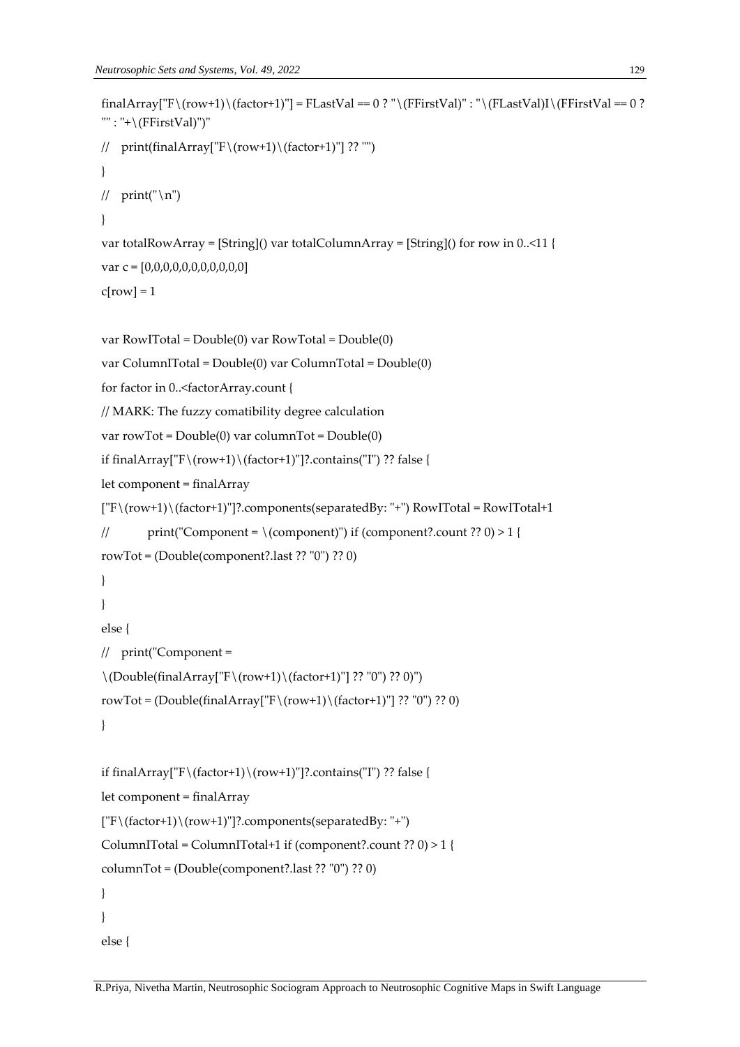```
finalArray["F\(row+1)\(factor+1)"] = FLastVal == 0 ? "\(FFirstVal)" : "\(FLastVal)I\(FFirstVal == 0 ?
"" : "+\(FFirstVal)")"
//   print(finalArray["F\(row+1)\(factor+1)"] ?? "")
}
//   print("\n")
}
var totalRowArray = [String]() var totalColumnArray = [String]() for row in 0..<11 {
var c = [0,0,0,0,0,0,0,0,0,0,0]
c[row] = 1

var RowITotal = Double(0) var RowTotal = Double(0)
var ColumnITotal = Double(0) var ColumnTotal = Double(0)
for factor in 0..<factorArray.count {
// MARK: The fuzzy comatibility degree calculation
var rowTot = Double(0) var columnTot = Double(0)
if finalArray["F\(row+1)\(factor+1)"]?.contains("I") ?? false {
let component = finalArray
["F\(row+1)\(factor+1)"]?.components(separatedBy: "+") RowITotal = RowITotal+1
//          print("Component = \(component)") if (component?.count ?? 0) > 1 {
rowTot = (Double(component?.last ?? "0") ?? 0)
}
}
else {
//   print("Component =
\(Double(finalArray["F\(row+1)\(factor+1)"] ?? "0") ?? 0)")
rowTot = (Double(finalArray["F\(row+1)\(factor+1)"] ?? "0") ?? 0)
}

if finalArray["F\(factor+1)\(row+1)"]?.contains("I") ?? false {
let component = finalArray
["F\(factor+1)\(row+1)"]?.components(separatedBy: "+")
ColumnITotal = ColumnITotal+1 if (component?.count ?? 0) > 1 {
columnTot = (Double(component?.last ?? "0") ?? 0)
}
}
else {
```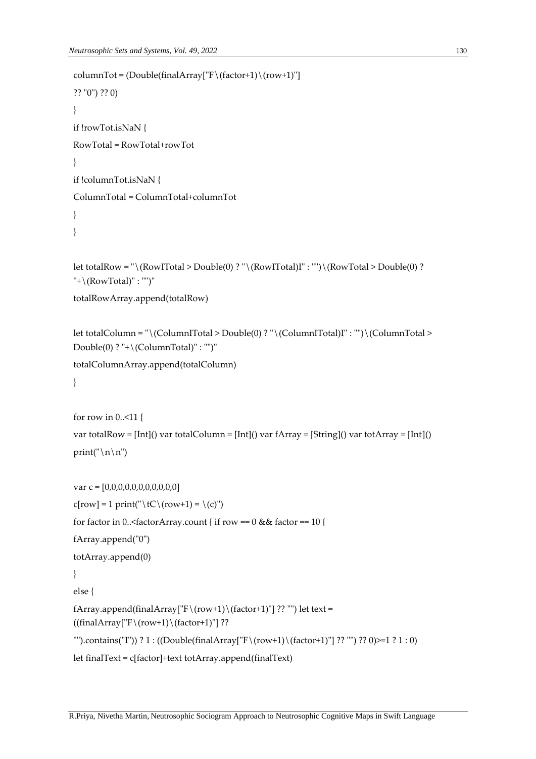```
columnTot = (Double(finalArray["F\(factor+1)\(row+1)"]
?? "0") ?? 0)
}
if !rowTot.isNaN {
RowTotal = RowTotal+rowTot
}
if !columnTot.isNaN {
ColumnTotal = ColumnTotal+columnTot
}
}

let totalRow = "\(RowITotal > Double(0) ? "\(RowITotal)I" : "")\(RowTotal > Double(0) ?
"+\(RowTotal)" : "")"
totalRowArray.append(totalRow)

let totalColumn = "\(ColumnITotal > Double(0) ? "\(ColumnITotal)I" : "")\(ColumnTotal >
Double(0) ? "+\(ColumnTotal)" : "")"
totalColumnArray.append(totalColumn)
}

for row in 0..<11 {
var totalRow = [Int]() var totalColumn = [Int]() var fArray = [String]() var totArray = [Int]()
print("\n\n")

var c = [0,0,0,0,0,0,0,0,0,0,0]
c[row] = 1 print("\tC\(row+1) = \(c)")
for factor in 0..<factorArray.count { if row == 0 && factor == 10 {
fArray.append("0")
totArray.append(0)
}
else {
fArray.append(finalArray["F\(row+1)\(factor+1)"] ?? "") let text =
((finalArray["F\(row+1)\(factor+1)"] ??
"").contains("I")) ? 1 : ((Double(finalArray["F\(row+1)\(factor+1)"] ?? "") ?? 0)>=1 ? 1 : 0)
let finalText = c[factor]+text totArray.append(finalText)
```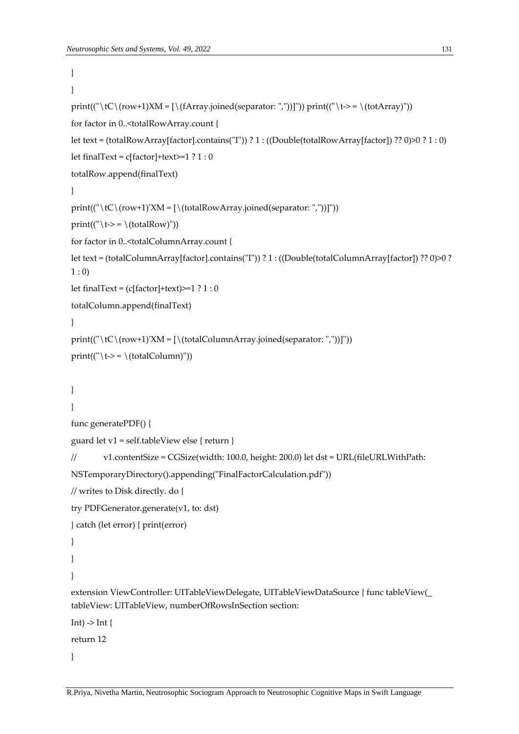```
}
}
print(("\tC\(row+1)XM = [\(fArray.joined(separator: ","))]")) print(("\t-> = \(totArray)"))
for factor in 0..<totalRowArray.count {
let text = (totalRowArray[factor].contains("I")) ? 1 : ((Double(totalRowArray[factor]) ?? 0)>0 ? 1 : 0)
let finalText = c[factor]+text>=1 ? 1 : 0
totalRow.append(finalText)
}
print(("\tC\(row+1)'XM = [\(totalRowArray.joined(separator: ","))]"))
print(("\t-> = \(totalRow)"))
for factor in 0..<totalColumnArray.count {
let text = (totalColumnArray[factor].contains("I")) ? 1 : ((Double(totalColumnArray[factor]) ?? 0)>0 ?
1 : 0)
let finalText = (c[factor]+text)>=1 ? 1 : 0
totalColumn.append(finalText)
}
print(("\tC\(row+1)'XM = [\(totalColumnArray.joined(separator: ","))]"))
print(("\t-> = \(totalColumn)"))


}
}
func generatePDF() {
guard let v1 = self.tableView else { return }
//          v1.contentSize = CGSize(width: 100.0, height: 200.0) let dst = URL(fileURLWithPath:
NSTemporaryDirectory().appending("FinalFactorCalculation.pdf"))
// writes to Disk directly. do {
try PDFGenerator.generate(v1, to: dst)
} catch (let error) { print(error)
}
}
}
extension ViewController: UITableViewDelegate, UITableViewDataSource { func tableView(_
tableView: UITableView, numberOfRowsInSection section:
Int) -> Int {
return 12
}
```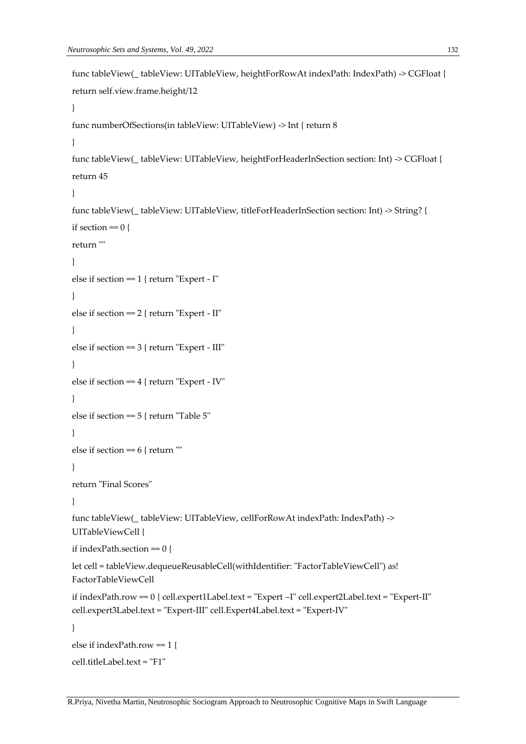```
func tableView(_ tableView: UITableView, heightForRowAt indexPath: IndexPath) -> CGFloat {
return self.view.frame.height/12
}
func numberOfSections(in tableView: UITableView) -> Int { return 8
}
func tableView(_ tableView: UITableView, heightForHeaderInSection section: Int) -> CGFloat {
return 45
}
func tableView(_ tableView: UITableView, titleForHeaderInSection section: Int) -> String? {
if section == 0 {
return ""
}
else if section == 1 { return "Expert - I"
}
else if section == 2 { return "Expert - II"
}
else if section == 3 { return "Expert - III"
}
else if section == 4 { return "Expert - IV"
}
else if section == 5 { return "Table 5"
}
else if section == 6 { return ""
}
return "Final Scores"
}
func tableView(_ tableView: UITableView, cellForRowAt indexPath: IndexPath) ->
UITableViewCell {
if indexPath.section == 0 {
let cell = tableView.dequeueReusableCell(withIdentifier: "FactorTableViewCell") as!
FactorTableViewCell
if indexPath.row == 0 { cell.expert1Label.text = "Expert –I" cell.expert2Label.text = "Expert-II"
cell.expert3Label.text = "Expert-III" cell.Expert4Label.text = "Expert-IV"
}
else if indexPath.row == 1 {
cell.titleLabel.text = "F1"
```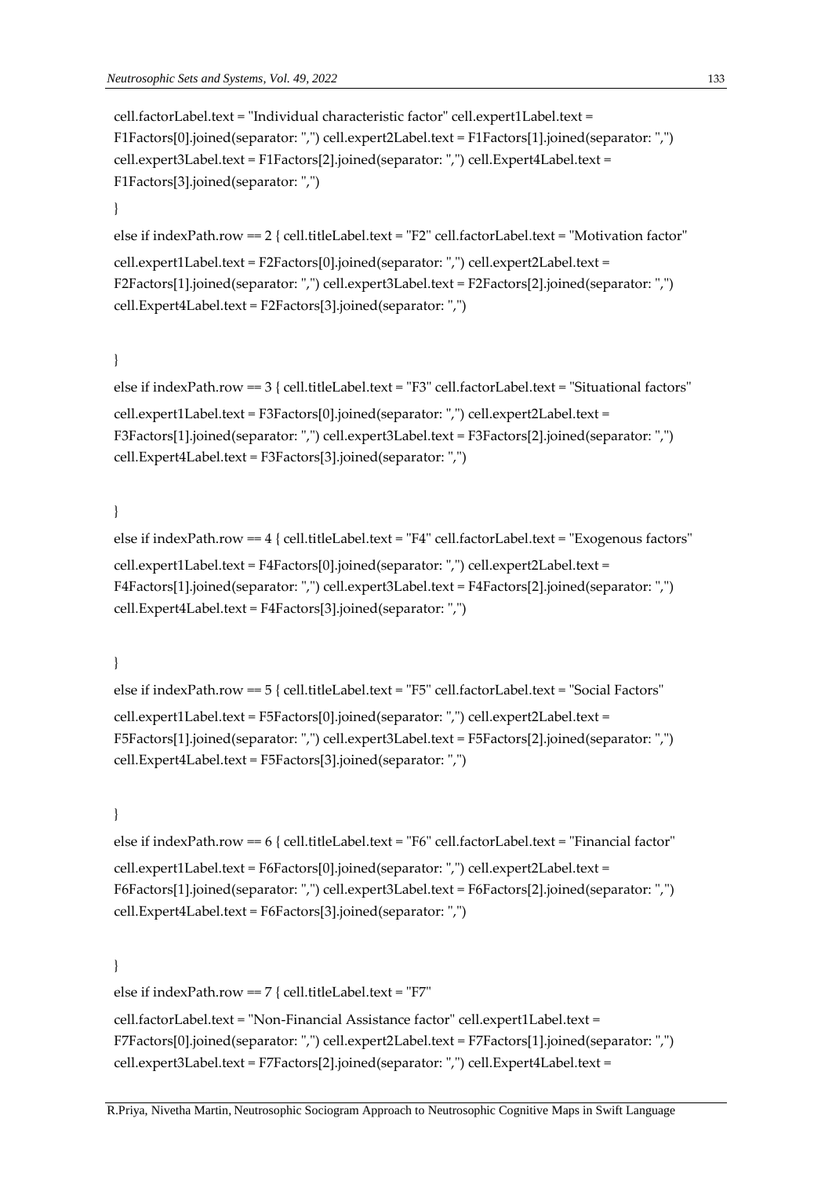```
cell.factorLabel.text = "Individual characteristic factor" cell.expert1Label.text =
F1Factors[0].joined(separator: ",") cell.expert2Label.text = F1Factors[1].joined(separator: ",")
cell.expert3Label.text = F1Factors[2].joined(separator: ",") cell.Expert4Label.text =
F1Factors[3].joined(separator: ",")
}
else if indexPath.row == 2 { cell.titleLabel.text = "F2" cell.factorLabel.text = "Motivation factor"
cell.expert1Label.text = F2Factors[0].joined(separator: ",") cell.expert2Label.text =
F2Factors[1].joined(separator: ",") cell.expert3Label.text = F2Factors[2].joined(separator: ",")
cell.Expert4Label.text = F2Factors[3].joined(separator: ",")

}
else if indexPath.row == 3 { cell.titleLabel.text = "F3" cell.factorLabel.text = "Situational factors"
cell.expert1Label.text = F3Factors[0].joined(separator: ",") cell.expert2Label.text =
F3Factors[1].joined(separator: ",") cell.expert3Label.text = F3Factors[2].joined(separator: ",")
cell.Expert4Label.text = F3Factors[3].joined(separator: ",")

}
else if indexPath.row == 4 { cell.titleLabel.text = "F4" cell.factorLabel.text = "Exogenous factors"
cell.expert1Label.text = F4Factors[0].joined(separator: ",") cell.expert2Label.text =
F4Factors[1].joined(separator: ",") cell.expert3Label.text = F4Factors[2].joined(separator: ",")
cell.Expert4Label.text = F4Factors[3].joined(separator: ",")

}
else if indexPath.row == 5 { cell.titleLabel.text = "F5" cell.factorLabel.text = "Social Factors"
cell.expert1Label.text = F5Factors[0].joined(separator: ",") cell.expert2Label.text =
F5Factors[1].joined(separator: ",") cell.expert3Label.text = F5Factors[2].joined(separator: ",")
cell.Expert4Label.text = F5Factors[3].joined(separator: ",")

}
else if indexPath.row == 6 { cell.titleLabel.text = "F6" cell.factorLabel.text = "Financial factor"
cell.expert1Label.text = F6Factors[0].joined(separator: ",") cell.expert2Label.text =
F6Factors[1].joined(separator: ",") cell.expert3Label.text = F6Factors[2].joined(separator: ",")
cell.Expert4Label.text = F6Factors[3].joined(separator: ",")

}
else if indexPath.row == 7 { cell.titleLabel.text = "F7"
cell.factorLabel.text = "Non-Financial Assistance factor" cell.expert1Label.text =
F7Factors[0].joined(separator: ",") cell.expert2Label.text = F7Factors[1].joined(separator: ",")
cell.expert3Label.text = F7Factors[2].joined(separator: ",") cell.Expert4Label.text =
```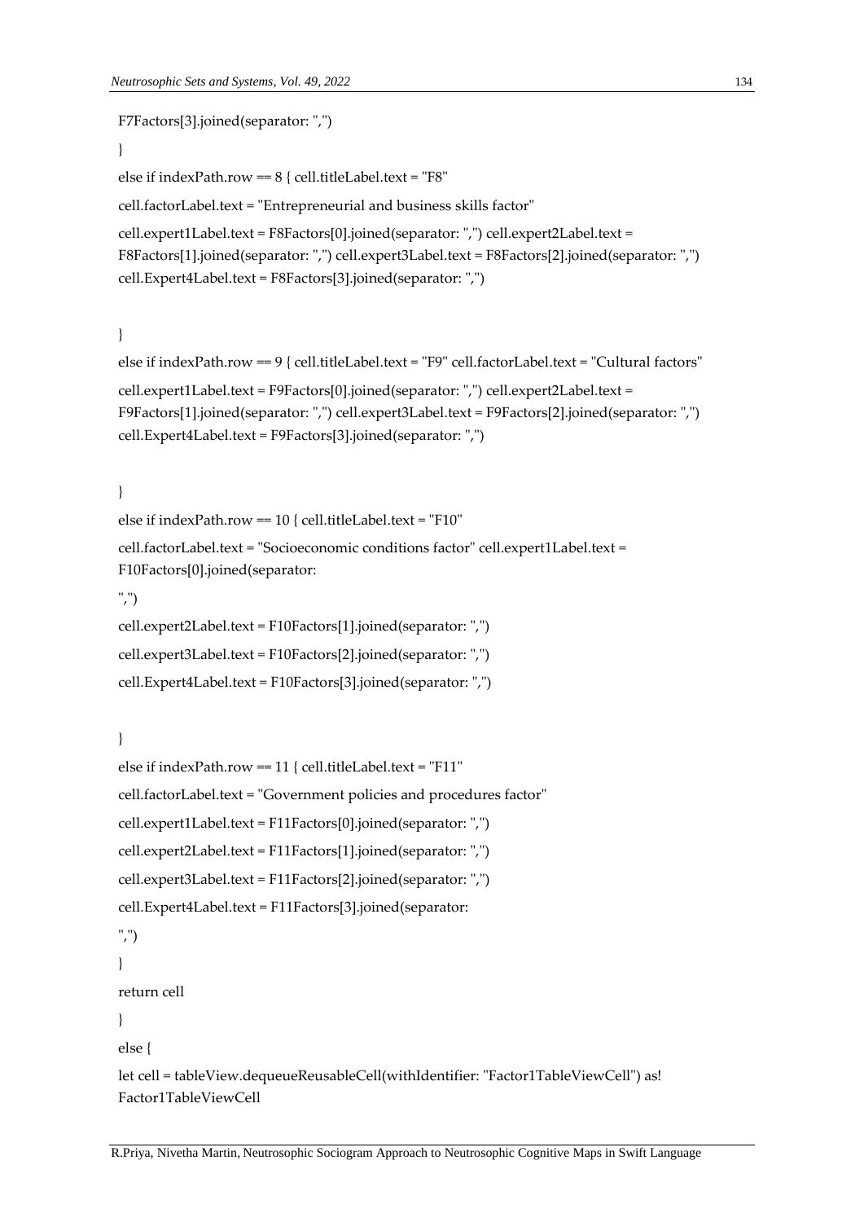```
F7Factors[3].joined(separator: ",")

}

else if indexPath.row == 8 { cell.titleLabel.text = "F8"

cell.factorLabel.text = "Entrepreneurial and business skills factor"

cell.expert1Label.text = F8Factors[0].joined(separator: ",") cell.expert2Label.text =
F8Factors[1].joined(separator: ",") cell.expert3Label.text = F8Factors[2].joined(separator: ",")
cell.Expert4Label.text = F8Factors[3].joined(separator: ",")


}

else if indexPath.row == 9 { cell.titleLabel.text = "F9" cell.factorLabel.text = "Cultural factors"

cell.expert1Label.text = F9Factors[0].joined(separator: ",") cell.expert2Label.text =
F9Factors[1].joined(separator: ",") cell.expert3Label.text = F9Factors[2].joined(separator: ",")
cell.Expert4Label.text = F9Factors[3].joined(separator: ",")


}

else if indexPath.row == 10 { cell.titleLabel.text = "F10"

cell.factorLabel.text = "Socioeconomic conditions factor" cell.expert1Label.text =
F10Factors[0].joined(separator:

",")

cell.expert2Label.text = F10Factors[1].joined(separator: ",")

cell.expert3Label.text = F10Factors[2].joined(separator: ",")

cell.Expert4Label.text = F10Factors[3].joined(separator: ",")


}

else if indexPath.row == 11 { cell.titleLabel.text = "F11"

cell.factorLabel.text = "Government policies and procedures factor"

cell.expert1Label.text = F11Factors[0].joined(separator: ",")

cell.expert2Label.text = F11Factors[1].joined(separator: ",")

cell.expert3Label.text = F11Factors[2].joined(separator: ",")

cell.Expert4Label.text = F11Factors[3].joined(separator:

",")

}

return cell

}

else {

let cell = tableView.dequeueReusableCell(withIdentifier: "Factor1TableViewCell") as!
Factor1TableViewCell
```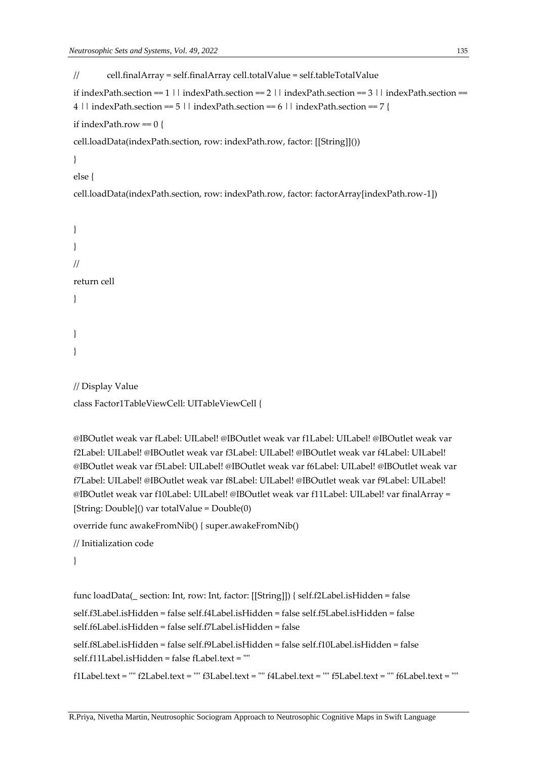```
//          cell.finalArray = self.finalArray cell.totalValue = self.tableTotalValue

if indexPath.section == 1 || indexPath.section == 2 || indexPath.section == 3 || indexPath.section ==
4 || indexPath.section == 5 || indexPath.section == 6 || indexPath.section == 7 {

if indexPath.row == 0 {

cell.loadData(indexPath.section, row: indexPath.row, factor: [[String]]())

}

else {

cell.loadData(indexPath.section, row: indexPath.row, factor: factorArray[indexPath.row-1])


}

}

//

return cell

}


}

}


// Display Value

class Factor1TableViewCell: UITableViewCell {


@IBOutlet weak var fLabel: UILabel! @IBOutlet weak var f1Label: UILabel! @IBOutlet weak var
f2Label: UILabel! @IBOutlet weak var f3Label: UILabel! @IBOutlet weak var f4Label: UILabel!
@IBOutlet weak var f5Label: UILabel! @IBOutlet weak var f6Label: UILabel! @IBOutlet weak var
f7Label: UILabel! @IBOutlet weak var f8Label: UILabel! @IBOutlet weak var f9Label: UILabel!
@IBOutlet weak var f10Label: UILabel! @IBOutlet weak var f11Label: UILabel! var finalArray =
[String: Double]() var totalValue = Double(0)

override func awakeFromNib() { super.awakeFromNib()

// Initialization code

}


func loadData(_ section: Int, row: Int, factor: [[String]]) { self.f2Label.isHidden = false

self.f3Label.isHidden = false self.f4Label.isHidden = false self.f5Label.isHidden = false
self.f6Label.isHidden = false self.f7Label.isHidden = false

self.f8Label.isHidden = false self.f9Label.isHidden = false self.f10Label.isHidden = false
self.f11Label.isHidden = false fLabel.text = ""

f1Label.text = "" f2Label.text = "" f3Label.text = "" f4Label.text = "" f5Label.text = "" f6Label.text = ""
```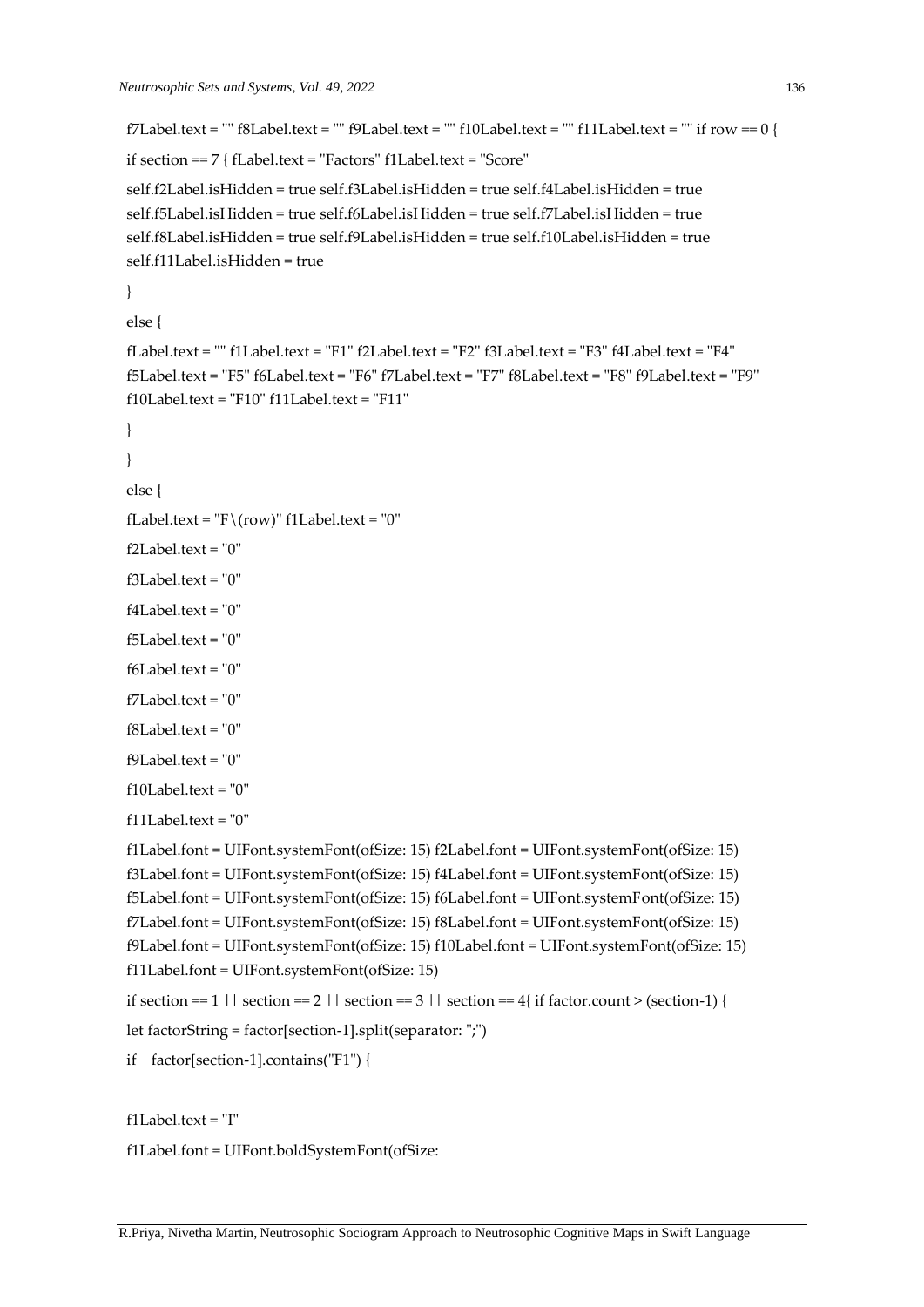```
f7Label.text = "" f8Label.text = "" f9Label.text = "" f10Label.text = "" f11Label.text = "" if row == 0 {
if section == 7 { fLabel.text = "Factors" f1Label.text = "Score"
self.f2Label.isHidden = true self.f3Label.isHidden = true self.f4Label.isHidden = true
self.f5Label.isHidden = true self.f6Label.isHidden = true self.f7Label.isHidden = true
self.f8Label.isHidden = true self.f9Label.isHidden = true self.f10Label.isHidden = true
self.f11Label.isHidden = true
}
else {
fLabel.text = "" f1Label.text = "F1" f2Label.text = "F2" f3Label.text = "F3" f4Label.text = "F4"
f5Label.text = "F5" f6Label.text = "F6" f7Label.text = "F7" f8Label.text = "F8" f9Label.text = "F9"
f10Label.text = "F10" f11Label.text = "F11"
}
}
else {
fLabel.text = "F\(row)" f1Label.text = "0"
f2Label.text = "0"
f3Label.text = "0"
f4Label.text = "0"
f5Label.text = "0"
f6Label.text = "0"
f7Label.text = "0"
f8Label.text = "0"
f9Label.text = "0"
f10Label.text = "0"
f11Label.text = "0"
f1Label.font = UIFont.systemFont(ofSize: 15) f2Label.font = UIFont.systemFont(ofSize: 15)
f3Label.font = UIFont.systemFont(ofSize: 15) f4Label.font = UIFont.systemFont(ofSize: 15)
f5Label.font = UIFont.systemFont(ofSize: 15) f6Label.font = UIFont.systemFont(ofSize: 15)
f7Label.font = UIFont.systemFont(ofSize: 15) f8Label.font = UIFont.systemFont(ofSize: 15)
f9Label.font = UIFont.systemFont(ofSize: 15) f10Label.font = UIFont.systemFont(ofSize: 15)
f11Label.font = UIFont.systemFont(ofSize: 15)
if section == 1 || section == 2 || section == 3 || section == 4{ if factor.count > (section-1) {
let factorString = factor[section-1].split(separator: ";")
if   factor[section-1].contains("F1") {

f1Label.text = "I"
f1Label.font = UIFont.boldSystemFont(ofSize:
```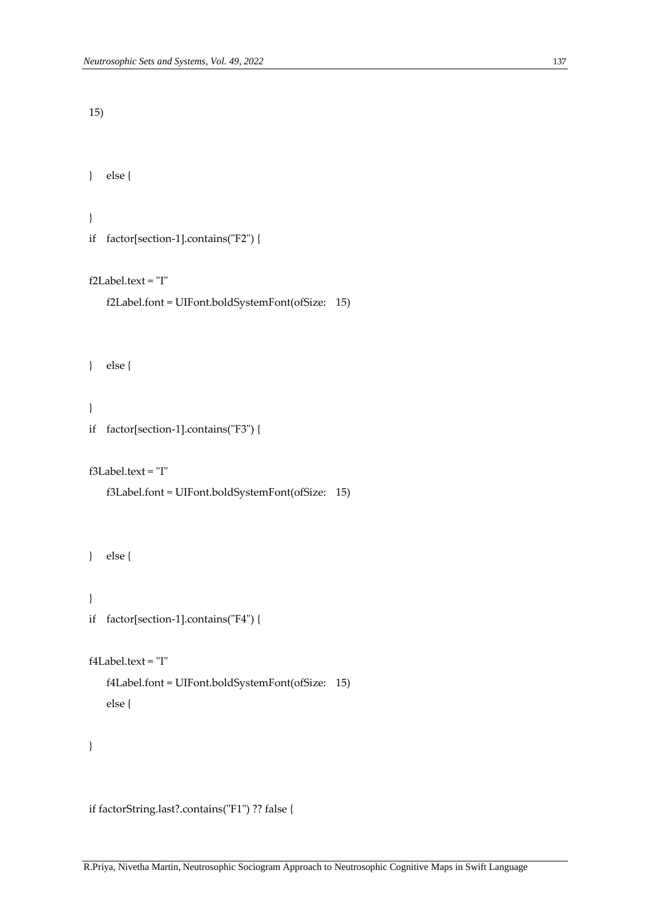```
15)

} else {

}
if factor[section-1].contains("F2") {

f2Label.text = "I"
    f2Label.font = UIFont.boldSystemFont(ofSize: 15)


} else {

}
if factor[section-1].contains("F3") {

f3Label.text = "I"
    f3Label.font = UIFont.boldSystemFont(ofSize: 15)


} else {

}
if factor[section-1].contains("F4") {

f4Label.text = "I"
    f4Label.font = UIFont.boldSystemFont(ofSize: 15)
    else {

}


if factorString.last?.contains("F1") ?? false {
```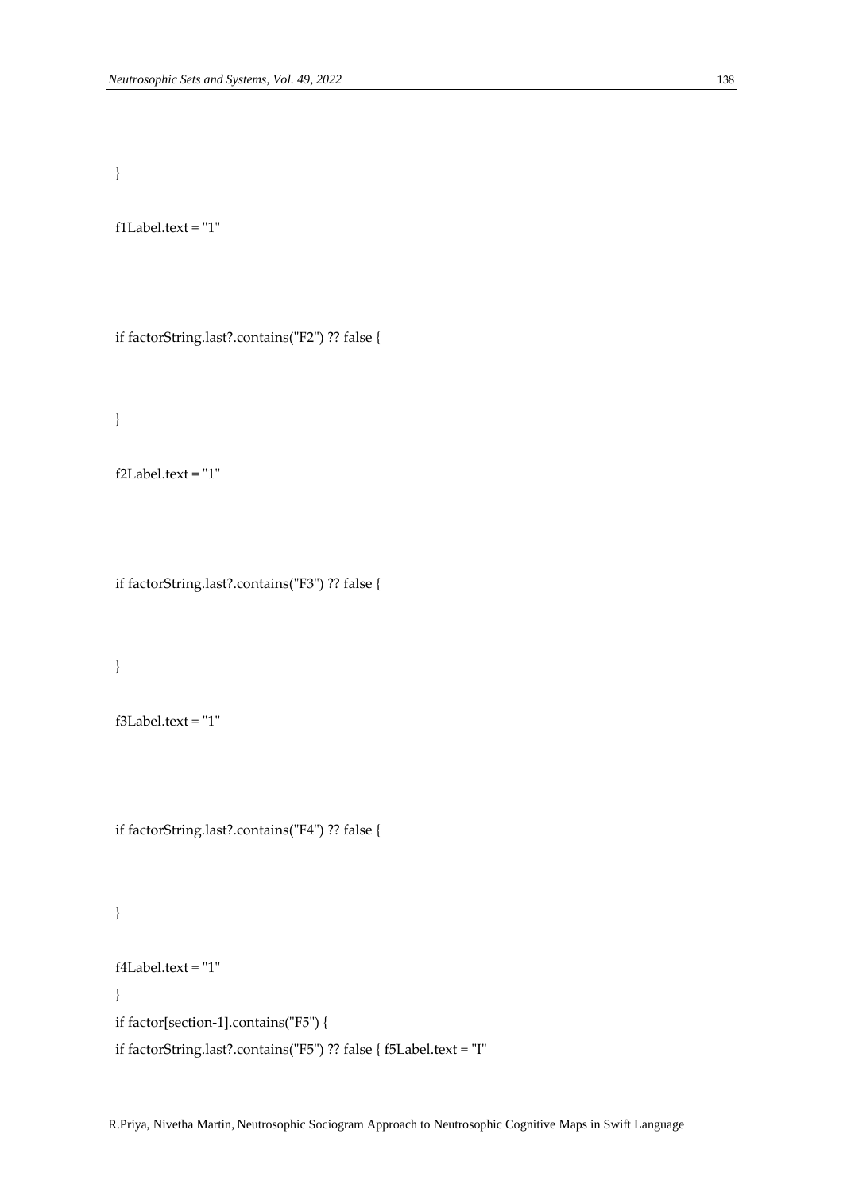```
}

f1Label.text = "1"

if factorString.last?.contains("F2") ?? false {

}

f2Label.text = "1"

if factorString.last?.contains("F3") ?? false {

}

f3Label.text = "1"

if factorString.last?.contains("F4") ?? false {

}

f4Label.text = "1"
}
if factor[section-1].contains("F5") {
if factorString.last?.contains("F5") ?? false { f5Label.text = "I"
```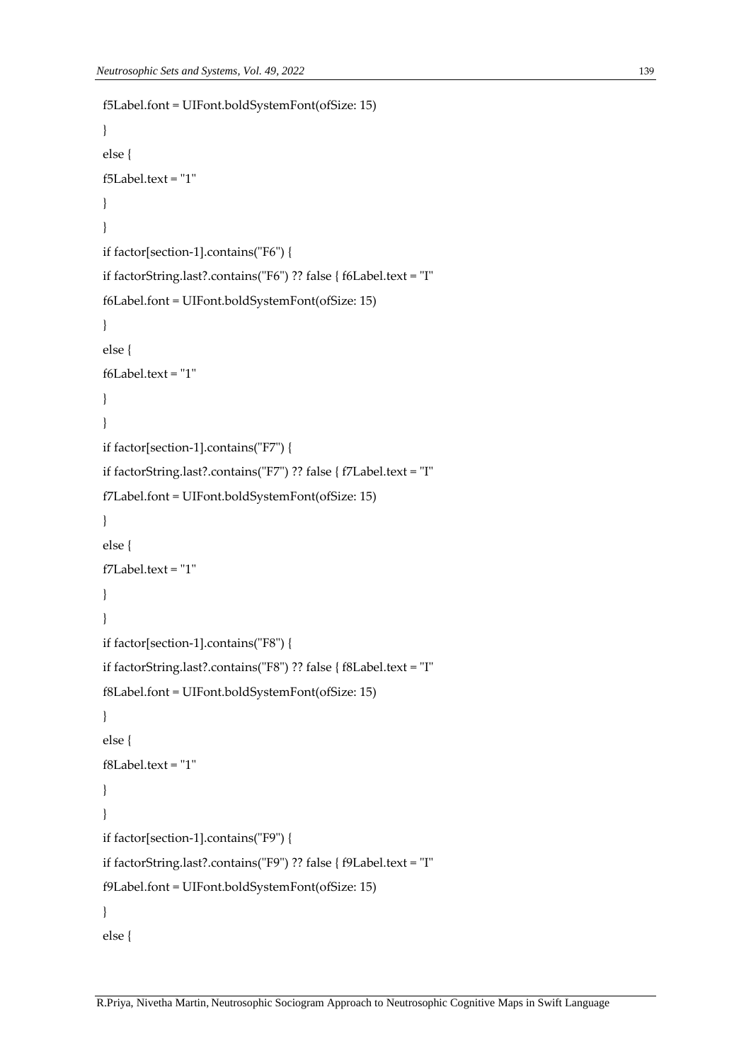```
f5Label.font = UIFont.boldSystemFont(ofSize: 15)
}
else {
f5Label.text = "1"
}
}
if factor[section-1].contains("F6") {
if factorString.last?.contains("F6") ?? false { f6Label.text = "I"
f6Label.font = UIFont.boldSystemFont(ofSize: 15)
}
else {
f6Label.text = "1"
}
}
if factor[section-1].contains("F7") {
if factorString.last?.contains("F7") ?? false { f7Label.text = "I"
f7Label.font = UIFont.boldSystemFont(ofSize: 15)
}
else {
f7Label.text = "1"
}
}
if factor[section-1].contains("F8") {
if factorString.last?.contains("F8") ?? false { f8Label.text = "I"
f8Label.font = UIFont.boldSystemFont(ofSize: 15)
}
else {
f8Label.text = "1"
}
}
if factor[section-1].contains("F9") {
if factorString.last?.contains("F9") ?? false { f9Label.text = "I"
f9Label.font = UIFont.boldSystemFont(ofSize: 15)
}
else {
```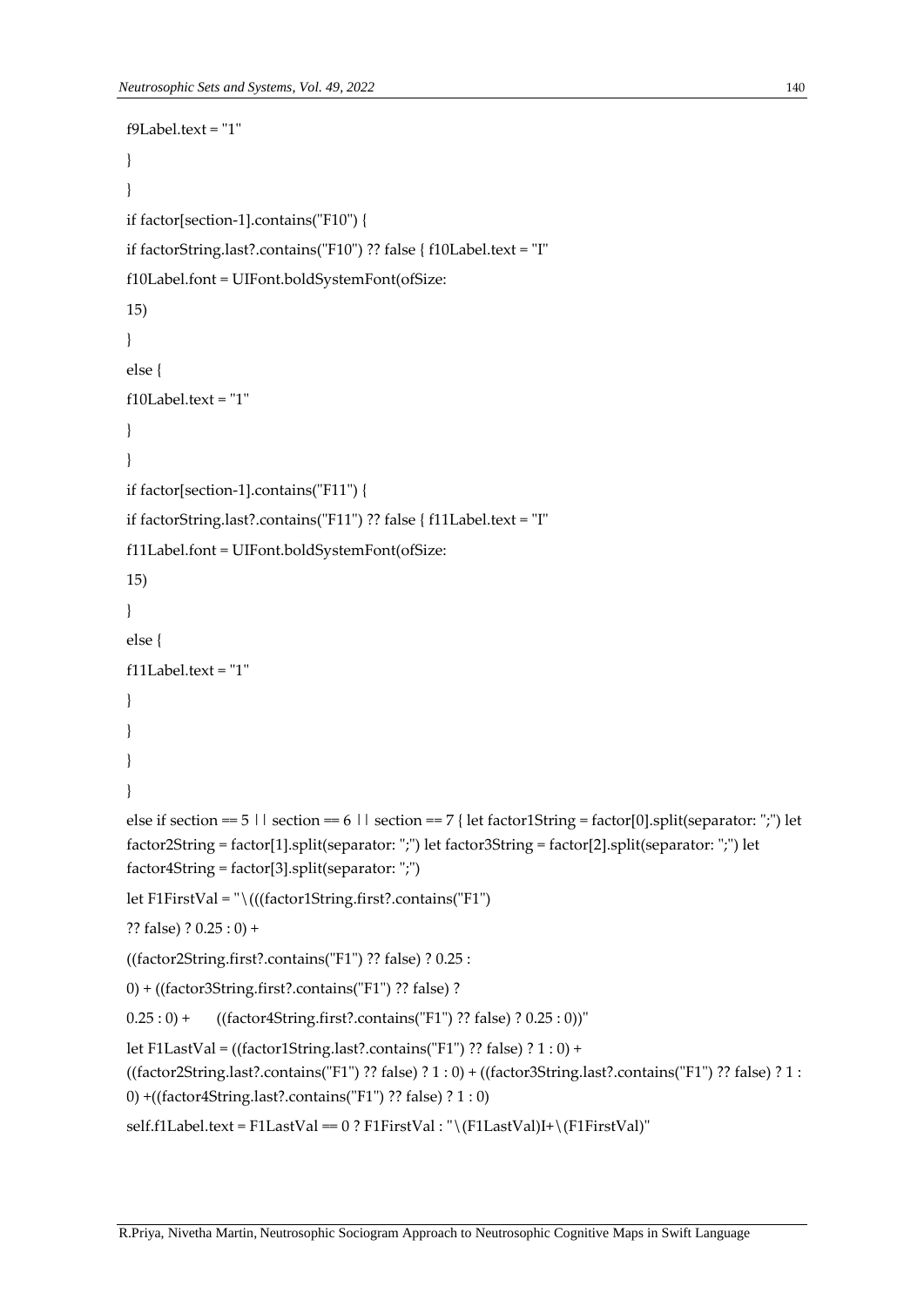```
f9Label.text = "1"
}
}
if factor[section-1].contains("F10") {
if factorString.last?.contains("F10") ?? false { f10Label.text = "I"
f10Label.font = UIFont.boldSystemFont(ofSize:
15)
}
else {
f10Label.text = "1"
}
}
if factor[section-1].contains("F11") {
if factorString.last?.contains("F11") ?? false { f11Label.text = "I"
f11Label.font = UIFont.boldSystemFont(ofSize:
15)
}
else {
f11Label.text = "1"
}
}
}
}
else if section == 5 || section == 6 || section == 7 { let factor1String = factor[0].split(separator: ";") let
factor2String = factor[1].split(separator: ";") let factor3String = factor[2].split(separator: ";") let
factor4String = factor[3].split(separator: ";")
let F1FirstVal = "\(((factor1String.first?.contains("F1")
?? false) ? 0.25 : 0) +
((factor2String.first?.contains("F1") ?? false) ? 0.25 :
0) + ((factor3String.first?.contains("F1") ?? false) ?
0.25 : 0) +       ((factor4String.first?.contains("F1") ?? false) ? 0.25 : 0))"
let F1LastVal = ((factor1String.last?.contains("F1") ?? false) ? 1 : 0) +
((factor2String.last?.contains("F1") ?? false) ? 1 : 0) + ((factor3String.last?.contains("F1") ?? false) ? 1 :
0) +((factor4String.last?.contains("F1") ?? false) ? 1 : 0)
self.f1Label.text = F1LastVal == 0 ? F1FirstVal : "\(F1LastVal)I+\(F1FirstVal)"
```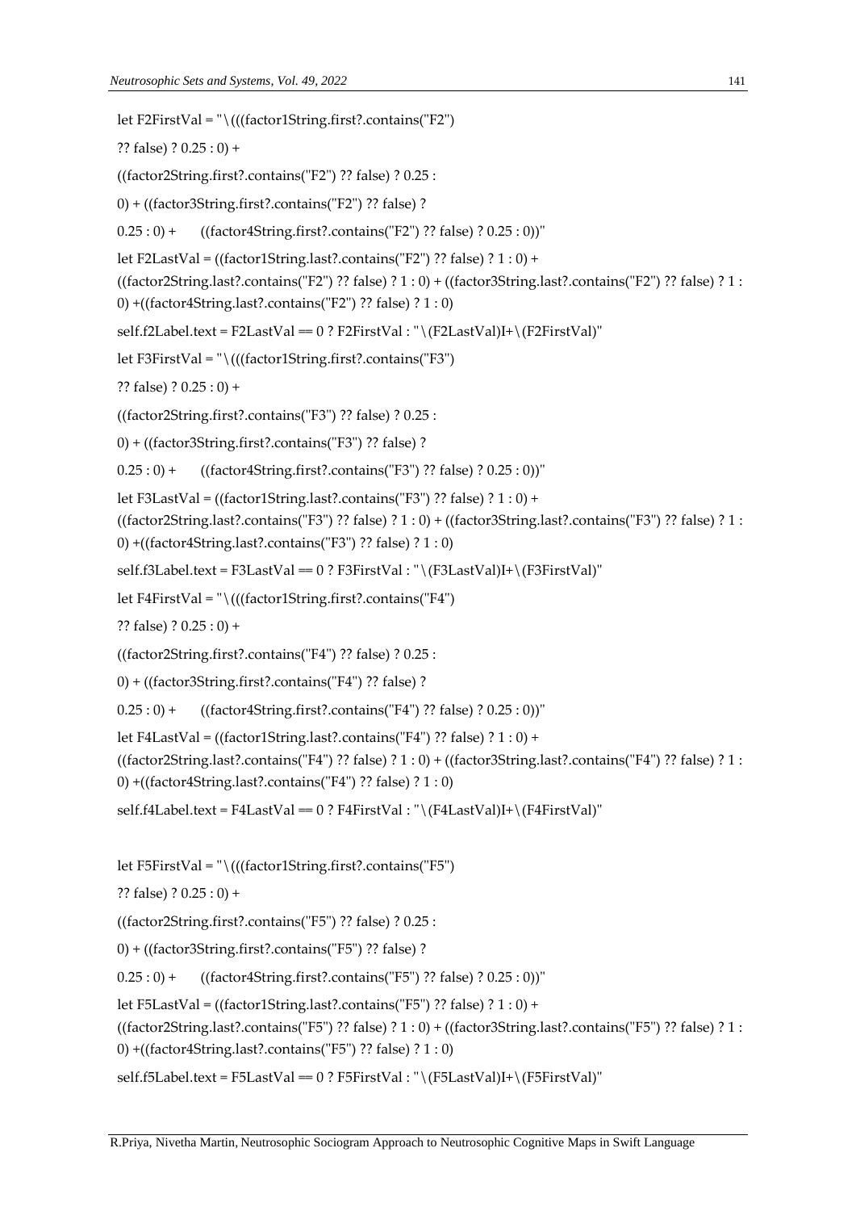```
let F2FirstVal = "\(((factor1String.first?.contains("F2")

?? false) ? 0.25 : 0) +

((factor2String.first?.contains("F2") ?? false) ? 0.25 :

0) + ((factor3String.first?.contains("F2") ?? false) ?

0.25 : 0) +      ((factor4String.first?.contains("F2") ?? false) ? 0.25 : 0))"

let F2LastVal = ((factor1String.last?.contains("F2") ?? false) ? 1 : 0) +
((factor2String.last?.contains("F2") ?? false) ? 1 : 0) + ((factor3String.last?.contains("F2") ?? false) ? 1 :
0) +((factor4String.last?.contains("F2") ?? false) ? 1 : 0)

self.f2Label.text = F2LastVal == 0 ? F2FirstVal : "\(F2LastVal)I+\(F2FirstVal)"

let F3FirstVal = "\(((factor1String.first?.contains("F3")

?? false) ? 0.25 : 0) +

((factor2String.first?.contains("F3") ?? false) ? 0.25 :

0) + ((factor3String.first?.contains("F3") ?? false) ?

0.25 : 0) +      ((factor4String.first?.contains("F3") ?? false) ? 0.25 : 0))"

let F3LastVal = ((factor1String.last?.contains("F3") ?? false) ? 1 : 0) +
((factor2String.last?.contains("F3") ?? false) ? 1 : 0) + ((factor3String.last?.contains("F3") ?? false) ? 1 :
0) +((factor4String.last?.contains("F3") ?? false) ? 1 : 0)

self.f3Label.text = F3LastVal == 0 ? F3FirstVal : "\(F3LastVal)I+\(F3FirstVal)"

let F4FirstVal = "\(((factor1String.first?.contains("F4")

?? false) ? 0.25 : 0) +

((factor2String.first?.contains("F4") ?? false) ? 0.25 :

0) + ((factor3String.first?.contains("F4") ?? false) ?

0.25 : 0) +      ((factor4String.first?.contains("F4") ?? false) ? 0.25 : 0))"

let F4LastVal = ((factor1String.last?.contains("F4") ?? false) ? 1 : 0) +
((factor2String.last?.contains("F4") ?? false) ? 1 : 0) + ((factor3String.last?.contains("F4") ?? false) ? 1 :
0) +((factor4String.last?.contains("F4") ?? false) ? 1 : 0)

self.f4Label.text = F4LastVal == 0 ? F4FirstVal : "\(F4LastVal)I+\(F4FirstVal)"


let F5FirstVal = "\(((factor1String.first?.contains("F5")

?? false) ? 0.25 : 0) +

((factor2String.first?.contains("F5") ?? false) ? 0.25 :

0) + ((factor3String.first?.contains("F5") ?? false) ?

0.25 : 0) +      ((factor4String.first?.contains("F5") ?? false) ? 0.25 : 0))"

let F5LastVal = ((factor1String.last?.contains("F5") ?? false) ? 1 : 0) +
((factor2String.last?.contains("F5") ?? false) ? 1 : 0) + ((factor3String.last?.contains("F5") ?? false) ? 1 :
0) +((factor4String.last?.contains("F5") ?? false) ? 1 : 0)

self.f5Label.text = F5LastVal == 0 ? F5FirstVal : "\(F5LastVal)I+\(F5FirstVal)"
```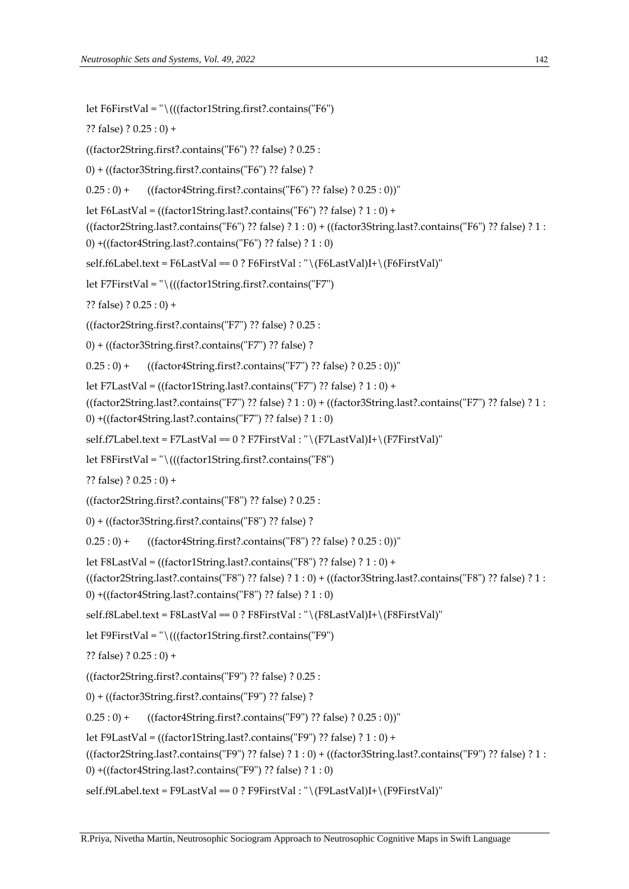```
let F6FirstVal = "\(((factor1String.first?.contains("F6")
?? false) ? 0.25 : 0) +
((factor2String.first?.contains("F6") ?? false) ? 0.25 :
0) + ((factor3String.first?.contains("F6") ?? false) ?
0.25 : 0) +      ((factor4String.first?.contains("F6") ?? false) ? 0.25 : 0))"
let F6LastVal = ((factor1String.last?.contains("F6") ?? false) ? 1 : 0) +
((factor2String.last?.contains("F6") ?? false) ? 1 : 0) + ((factor3String.last?.contains("F6") ?? false) ? 1 :
0) +((factor4String.last?.contains("F6") ?? false) ? 1 : 0)
self.f6Label.text = F6LastVal == 0 ? F6FirstVal : "\(F6LastVal)I+\(F6FirstVal)"
let F7FirstVal = "\(((factor1String.first?.contains("F7")
?? false) ? 0.25 : 0) +
((factor2String.first?.contains("F7") ?? false) ? 0.25 :
0) + ((factor3String.first?.contains("F7") ?? false) ?
0.25 : 0) +      ((factor4String.first?.contains("F7") ?? false) ? 0.25 : 0))"
let F7LastVal = ((factor1String.last?.contains("F7") ?? false) ? 1 : 0) +
((factor2String.last?.contains("F7") ?? false) ? 1 : 0) + ((factor3String.last?.contains("F7") ?? false) ? 1 :
0) +((factor4String.last?.contains("F7") ?? false) ? 1 : 0)
self.f7Label.text = F7LastVal == 0 ? F7FirstVal : "\(F7LastVal)I+\(F7FirstVal)"
let F8FirstVal = "\(((factor1String.first?.contains("F8")
?? false) ? 0.25 : 0) +
((factor2String.first?.contains("F8") ?? false) ? 0.25 :
0) + ((factor3String.first?.contains("F8") ?? false) ?
0.25 : 0) +      ((factor4String.first?.contains("F8") ?? false) ? 0.25 : 0))"
let F8LastVal = ((factor1String.last?.contains("F8") ?? false) ? 1 : 0) +
((factor2String.last?.contains("F8") ?? false) ? 1 : 0) + ((factor3String.last?.contains("F8") ?? false) ? 1 :
0) +((factor4String.last?.contains("F8") ?? false) ? 1 : 0)
self.f8Label.text = F8LastVal == 0 ? F8FirstVal : "\(F8LastVal)I+\(F8FirstVal)"
let F9FirstVal = "\(((factor1String.first?.contains("F9")
?? false) ? 0.25 : 0) +
((factor2String.first?.contains("F9") ?? false) ? 0.25 :
0) + ((factor3String.first?.contains("F9") ?? false) ?
0.25 : 0) +      ((factor4String.first?.contains("F9") ?? false) ? 0.25 : 0))"
let F9LastVal = ((factor1String.last?.contains("F9") ?? false) ? 1 : 0) +
((factor2String.last?.contains("F9") ?? false) ? 1 : 0) + ((factor3String.last?.contains("F9") ?? false) ? 1 :
0) +((factor4String.last?.contains("F9") ?? false) ? 1 : 0)
self.f9Label.text = F9LastVal == 0 ? F9FirstVal : "\(F9LastVal)I+\(F9FirstVal)"
```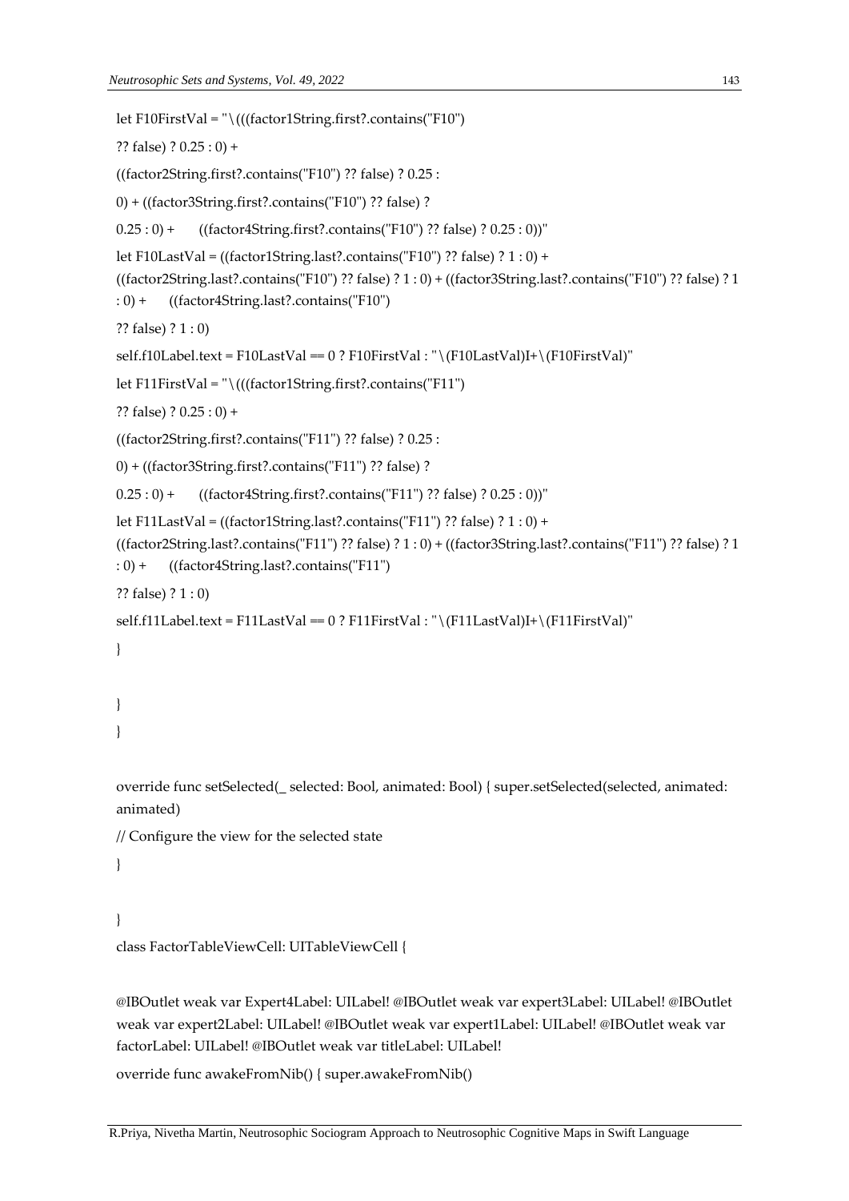```
let F10FirstVal = "\(((factor1String.first?.contains("F10")

?? false) ? 0.25 : 0) +

((factor2String.first?.contains("F10") ?? false) ? 0.25 :

0) + ((factor3String.first?.contains("F10") ?? false) ?

0.25 : 0) +     ((factor4String.first?.contains("F10") ?? false) ? 0.25 : 0))"

let F10LastVal = ((factor1String.last?.contains("F10") ?? false) ? 1 : 0) +
((factor2String.last?.contains("F10") ?? false) ? 1 : 0) + ((factor3String.last?.contains("F10") ?? false) ? 1
: 0) +     ((factor4String.last?.contains("F10")

?? false) ? 1 : 0)

self.f10Label.text = F10LastVal == 0 ? F10FirstVal : "\(F10LastVal)I+\(F10FirstVal)"

let F11FirstVal = "\(((factor1String.first?.contains("F11")

?? false) ? 0.25 : 0) +

((factor2String.first?.contains("F11") ?? false) ? 0.25 :

0) + ((factor3String.first?.contains("F11") ?? false) ?

0.25 : 0) +     ((factor4String.first?.contains("F11") ?? false) ? 0.25 : 0))"

let F11LastVal = ((factor1String.last?.contains("F11") ?? false) ? 1 : 0) +
((factor2String.last?.contains("F11") ?? false) ? 1 : 0) + ((factor3String.last?.contains("F11") ?? false) ? 1
: 0) +     ((factor4String.last?.contains("F11")

?? false) ? 1 : 0)

self.f11Label.text = F11LastVal == 0 ? F11FirstVal : "\(F11LastVal)I+\(F11FirstVal)"

}


}

}


override func setSelected(_ selected: Bool, animated: Bool) { super.setSelected(selected, animated:
animated)

// Configure the view for the selected state

}


}

class FactorTableViewCell: UITableViewCell {


@IBOutlet weak var Expert4Label: UILabel! @IBOutlet weak var expert3Label: UILabel! @IBOutlet
weak var expert2Label: UILabel! @IBOutlet weak var expert1Label: UILabel! @IBOutlet weak var
factorLabel: UILabel! @IBOutlet weak var titleLabel: UILabel!

override func awakeFromNib() { super.awakeFromNib()
```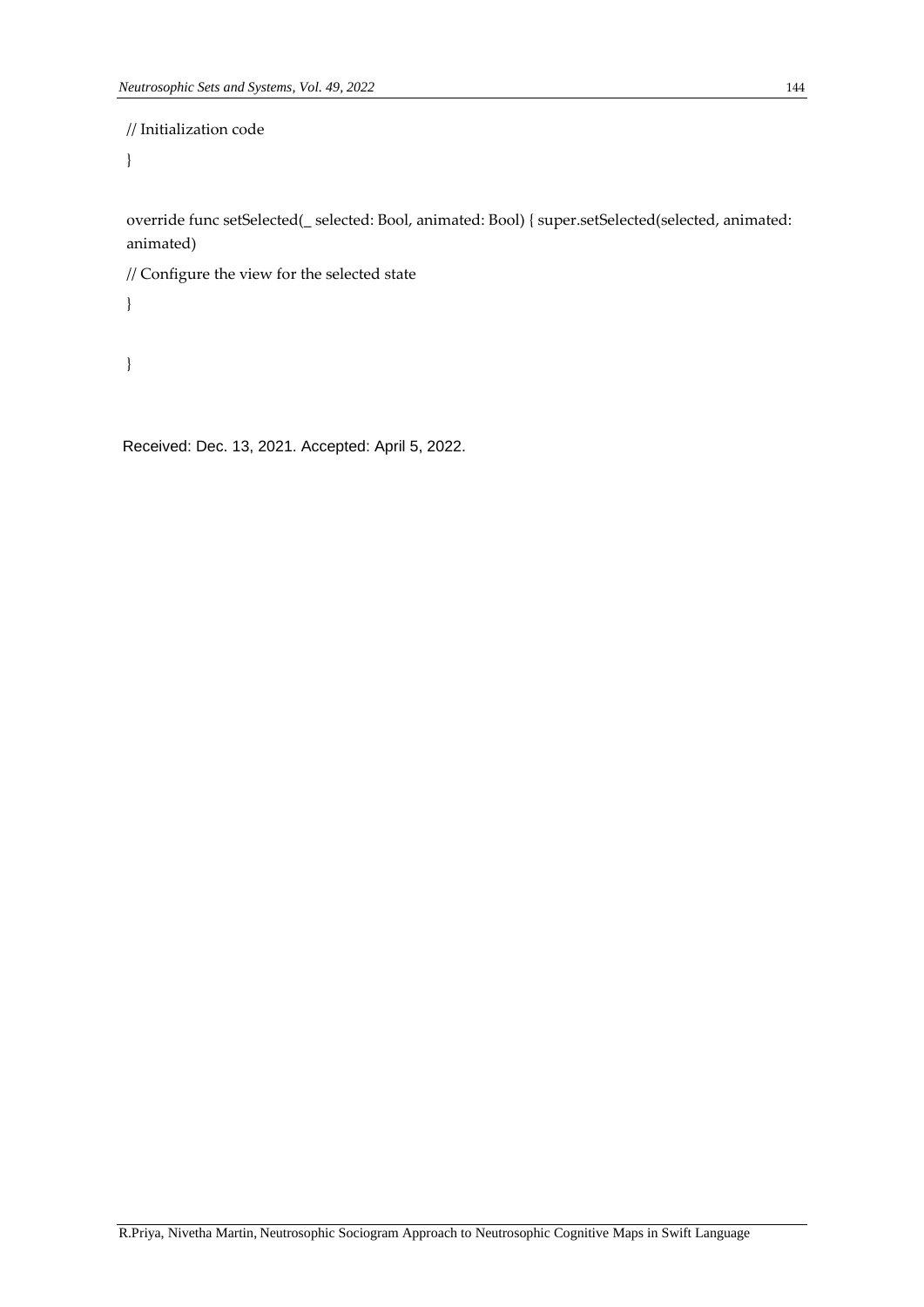```
// Initialization code
}

override func setSelected(_ selected: Bool, animated: Bool) { super.setSelected(selected, animated: animated)
// Configure the view for the selected state
}

}
```

Received: Dec. 13, 2021. Accepted: April 5, 2022.